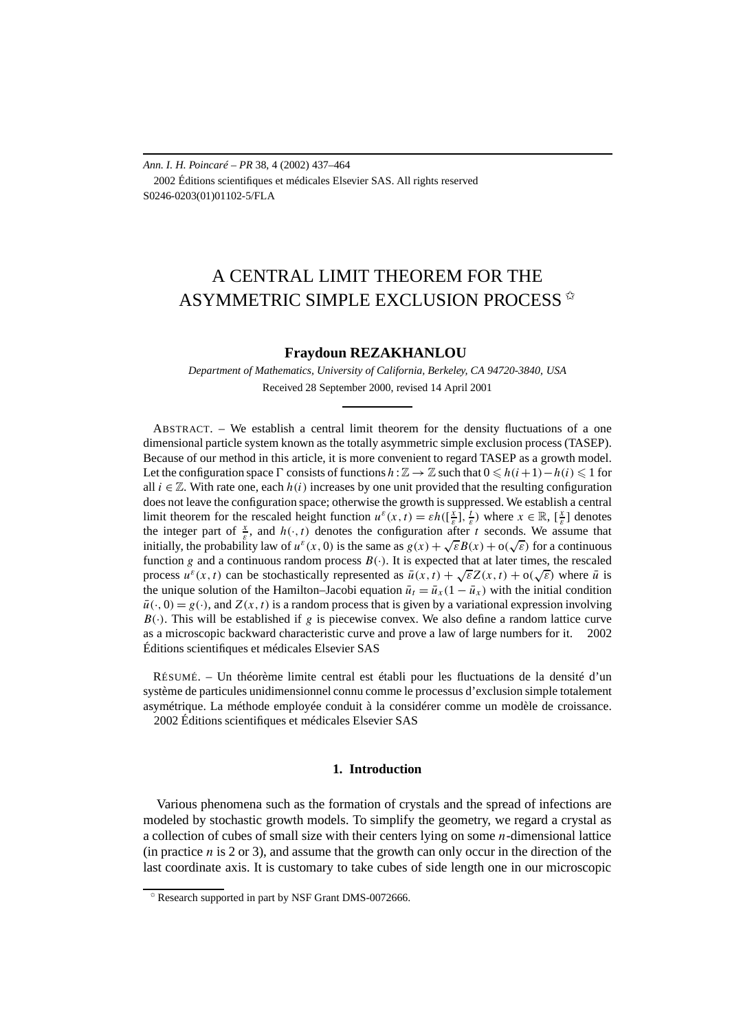# A CENTRAL LIMIT THEOREM FOR THE ASYMMETRIC SIMPLE EXCLUSION PROCESS ✩

**Fraydoun REZAKHANLOU**

*Department of Mathematics, University of California, Berkeley, CA 94720-3840, USA*

Received 28 September 2000, revised 14 April 2001

ABSTRACT. – We establish a central limit theorem for the density fluctuations of a one dimensional particle system known as the totally asymmetric simple exclusion process (TASEP). Because of our method in this article, it is more convenient to regard TASEP as a growth model. Let the configuration space $\Gamma$ consists of functions $h:\mathbb{Z}\to\mathbb{Z}$ such that $0\leqslant h(i+1)-h(i)\leqslant 1$ for all $i\in\mathbb{Z}$. With rate one, each $h(i)$ increases by one unit provided that the resulting configuration does not leave the configuration space; otherwise the growth is suppressed. We establish a central limit theorem for the rescaled height function $u^\varepsilon(x,t)=\varepsilon h([\frac{x}{\varepsilon}],\frac{t}{\varepsilon})$ where $x\in\mathbb{R}$, $[\frac{x}{\varepsilon}]$ denotes the integer part of $\frac{x}{\varepsilon}$, and $h(\cdot,t)$ denotes the configuration after $t$ seconds. We assume that initially, the probability law of $u^\varepsilon(x,0)$ is the same as $g(x)+\sqrt{\varepsilon}B(x)+\mathrm{o}(\sqrt{\varepsilon})$ for a continuous function $g$ and a continuous random process $B(\cdot)$. It is expected that at later times, the rescaled process $u^\varepsilon(x,t)$ can be stochastically represented as $\bar{u}(x,t)+\sqrt{\varepsilon}Z(x,t)+\mathrm{o}(\sqrt{\varepsilon})$ where $\bar{u}$ is the unique solution of the Hamilton–Jacobi equation $\bar{u}_t=\bar{u}_x(1-\bar{u}_x)$ with the initial condition $\bar{u}(\cdot,0)=g(\cdot)$, and $Z(x,t)$ is a random process that is given by a variational expression involving $B(\cdot)$. This will be established if $g$ is piecewise convex. We also define a random lattice curve as a microscopic backward characteristic curve and prove a law of large numbers for it. © 2002 Éditions scientifiques et médicales Elsevier SAS

RÉSUMÉ. – Un théorème limite central est établi pour les fluctuations de la densité d'un système de particules unidimensionnel connu comme le processus d'exclusion simple totalement asymétrique. La méthode employée conduit à la considérer comme un modèle de croissance. © 2002 Éditions scientifiques et médicales Elsevier SAS

## 1. Introduction

Various phenomena such as the formation of crystals and the spread of infections are modeled by stochastic growth models. To simplify the geometry, we regard a crystal as a collection of cubes of small size with their centers lying on some $n$-dimensional lattice (in practice $n$ is 2 or 3), and assume that the growth can only occur in the direction of the last coordinate axis. It is customary to take cubes of side length one in our microscopic

✩ Research supported in part by NSF Grant DMS-0072666.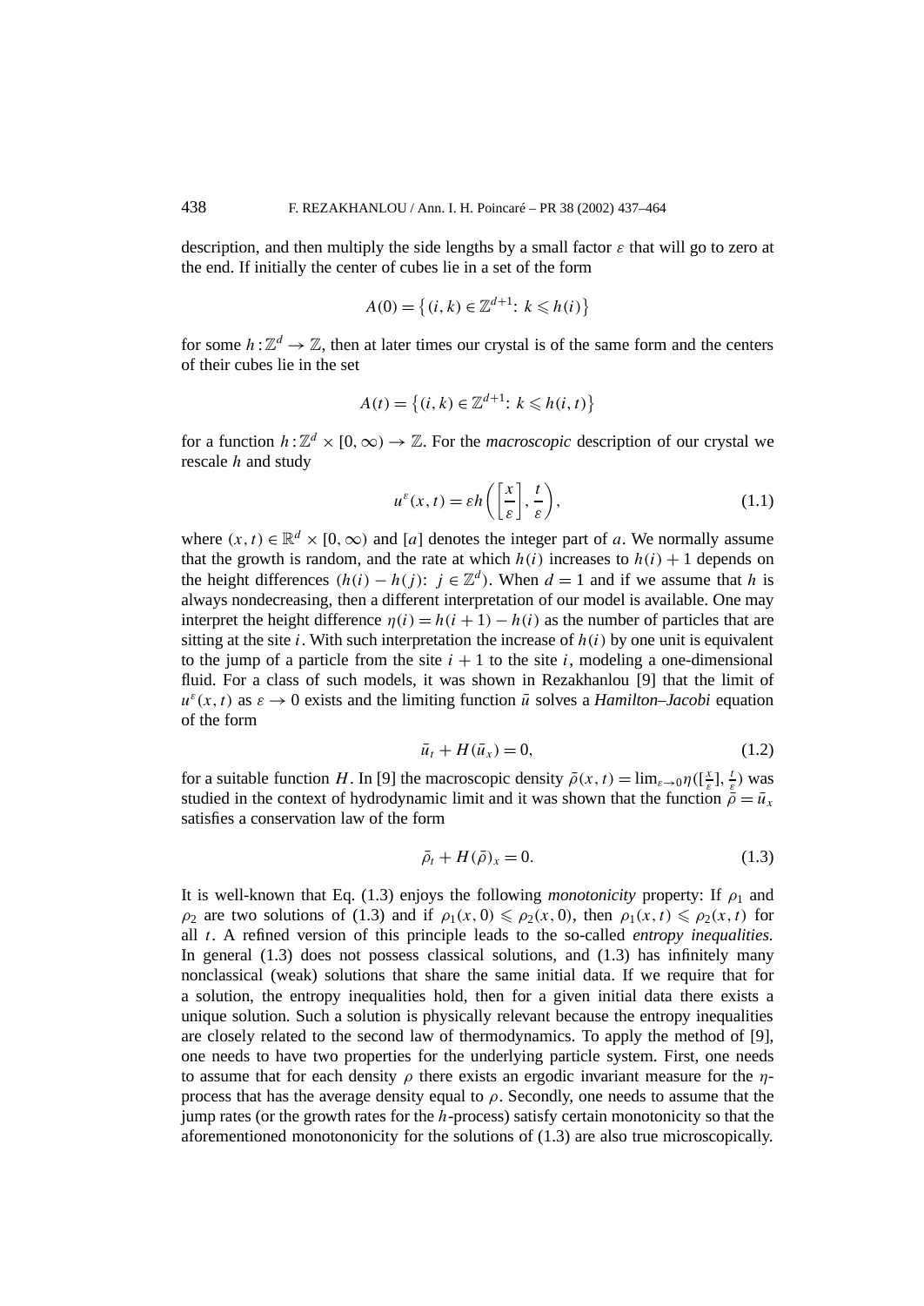description, and then multiply the side lengths by a small factor $\varepsilon$ that will go to zero at the end. If initially the center of cubes lie in a set of the form

$$A(0) = \{(i,k) \in \mathbb{Z}^{d+1}\colon\ k \leqslant h(i)\}$$

for some $h : \mathbb{Z}^d \to \mathbb{Z}$, then at later times our crystal is of the same form and the centers of their cubes lie in the set

$$A(t) = \{(i,k) \in \mathbb{Z}^{d+1}\colon\ k \leqslant h(i,t)\}$$

for a function $h : \mathbb{Z}^d \times [0,\infty) \to \mathbb{Z}$. For the *macroscopic* description of our crystal we rescale $h$ and study

$$u^\varepsilon(x,t) = \varepsilon h\left(\left[\frac{x}{\varepsilon}\right], \frac{t}{\varepsilon}\right), \tag{1.1}$$

where $(x,t) \in \mathbb{R}^d \times [0,\infty)$ and $[a]$ denotes the integer part of $a$. We normally assume that the growth is random, and the rate at which $h(i)$ increases to $h(i)+1$ depends on the height differences $(h(i) - h(j)\colon\ j \in \mathbb{Z}^d)$. When $d = 1$ and if we assume that $h$ is always nondecreasing, then a different interpretation of our model is available. One may interpret the height difference $\eta(i) = h(i+1) - h(i)$ as the number of particles that are sitting at the site $i$. With such interpretation the increase of $h(i)$ by one unit is equivalent to the jump of a particle from the site $i+1$ to the site $i$, modeling a one-dimensional fluid. For a class of such models, it was shown in Rezakhanlou [9] that the limit of $u^\varepsilon(x,t)$ as $\varepsilon \to 0$ exists and the limiting function $\bar{u}$ solves a *Hamilton–Jacobi* equation of the form

$$\bar{u}_t + H(\bar{u}_x) = 0, \tag{1.2}$$

for a suitable function $H$. In [9] the macroscopic density $\bar{\rho}(x,t) = \lim_{\varepsilon\to 0} \eta([\frac{x}{\varepsilon}], \frac{t}{\varepsilon})$ was studied in the context of hydrodynamic limit and it was shown that the function $\bar{\rho} = \bar{u}_x$ satisfies a conservation law of the form

$$\bar{\rho}_t + H(\bar{\rho})_x = 0. \tag{1.3}$$

It is well-known that Eq. (1.3) enjoys the following *monotonicity* property: If $\rho_1$ and $\rho_2$ are two solutions of (1.3) and if $\rho_1(x,0) \leqslant \rho_2(x,0)$, then $\rho_1(x,t) \leqslant \rho_2(x,t)$ for all $t$. A refined version of this principle leads to the so-called *entropy inequalities*. In general (1.3) does not possess classical solutions, and (1.3) has infinitely many nonclassical (weak) solutions that share the same initial data. If we require that for a solution, the entropy inequalities hold, then for a given initial data there exists a unique solution. Such a solution is physically relevant because the entropy inequalities are closely related to the second law of thermodynamics. To apply the method of [9], one needs to have two properties for the underlying particle system. First, one needs to assume that for each density $\rho$ there exists an ergodic invariant measure for the $\eta$-process that has the average density equal to $\rho$. Secondly, one needs to assume that the jump rates (or the growth rates for the $h$-process) satisfy certain monotonicity so that the aforementioned monotononicity for the solutions of (1.3) are also true microscopically.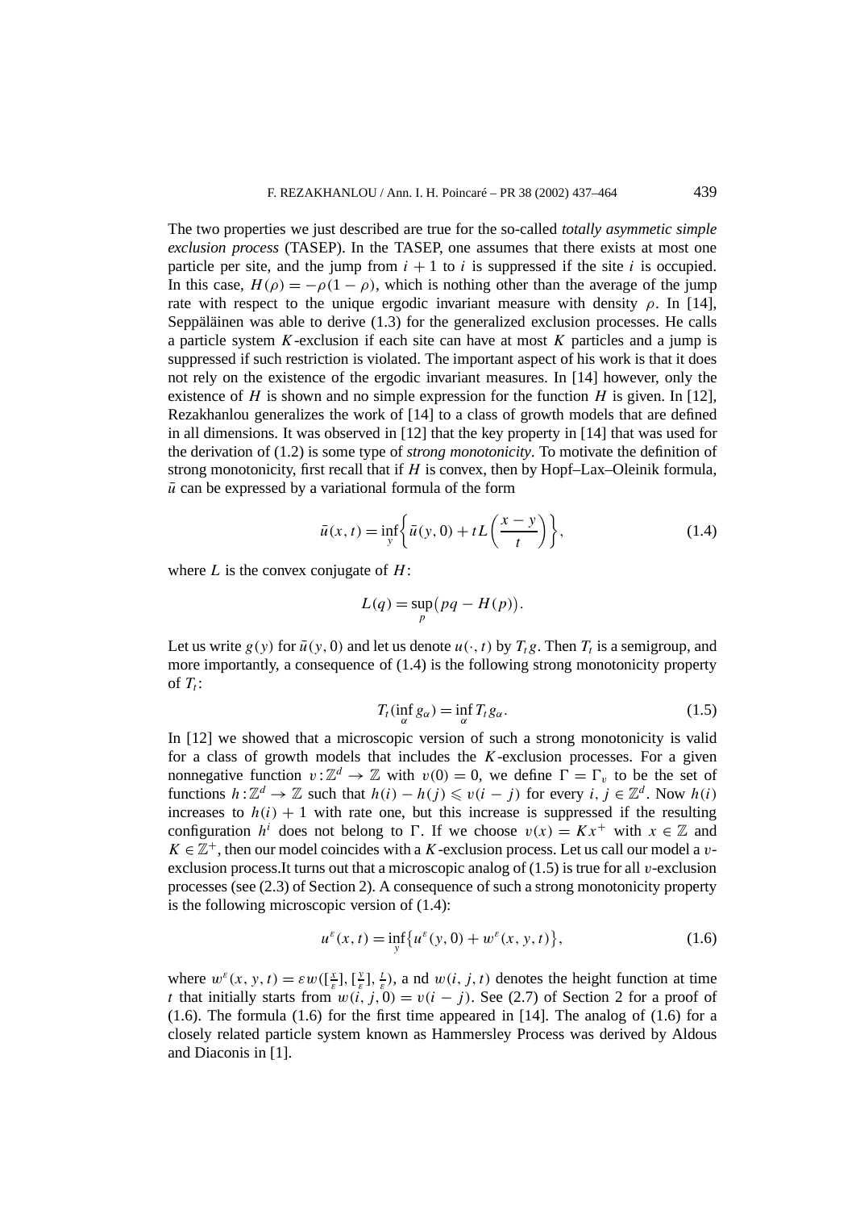The two properties we just described are true for the so-called *totally asymmetic simple exclusion process* (TASEP). In the TASEP, one assumes that there exists at most one particle per site, and the jump from $i+1$ to $i$ is suppressed if the site $i$ is occupied. In this case, $H(\rho) = -\rho(1-\rho)$, which is nothing other than the average of the jump rate with respect to the unique ergodic invariant measure with density $\rho$. In [14], Seppäläinen was able to derive (1.3) for the generalized exclusion processes. He calls a particle system $K$-exclusion if each site can have at most $K$ particles and a jump is suppressed if such restriction is violated. The important aspect of his work is that it does not rely on the existence of the ergodic invariant measures. In [14] however, only the existence of $H$ is shown and no simple expression for the function $H$ is given. In [12], Rezakhanlou generalizes the work of [14] to a class of growth models that are defined in all dimensions. It was observed in [12] that the key property in [14] that was used for the derivation of (1.2) is some type of *strong monotonicity*. To motivate the definition of strong monotonicity, first recall that if $H$ is convex, then by Hopf–Lax–Oleinik formula, $\bar{u}$ can be expressed by a variational formula of the form

$$\bar{u}(x,t) = \inf_y \left\{ \bar{u}(y,0) + tL\left(\frac{x-y}{t}\right) \right\}, \tag{1.4}$$

where $L$ is the convex conjugate of $H$:

$$L(q) = \sup_p \bigl(pq - H(p)\bigr).$$

Let us write $g(y)$ for $\bar{u}(y,0)$ and let us denote $u(\cdot,t)$ by $T_t g$. Then $T_t$ is a semigroup, and more importantly, a consequence of (1.4) is the following strong monotonicity property of $T_t$:

$$T_t(\inf_\alpha g_\alpha) = \inf_\alpha T_t g_\alpha. \tag{1.5}$$

In [12] we showed that a microscopic version of such a strong monotonicity is valid for a class of growth models that includes the $K$-exclusion processes. For a given nonnegative function $v: \mathbb{Z}^d \to \mathbb{Z}$ with $v(0) = 0$, we define $\Gamma = \Gamma_v$ to be the set of functions $h: \mathbb{Z}^d \to \mathbb{Z}$ such that $h(i) - h(j) \leqslant v(i-j)$ for every $i, j \in \mathbb{Z}^d$. Now $h(i)$ increases to $h(i)+1$ with rate one, but this increase is suppressed if the resulting configuration $h^i$ does not belong to $\Gamma$. If we choose $v(x) = Kx^+$ with $x \in \mathbb{Z}$ and $K \in \mathbb{Z}^+$, then our model coincides with a $K$-exclusion process. Let us call our model a $v$-exclusion process.It turns out that a microscopic analog of (1.5) is true for all $v$-exclusion processes (see (2.3) of Section 2). A consequence of such a strong monotonicity property is the following microscopic version of (1.4):

$$u^\varepsilon(x,t) = \inf_y \bigl\{ u^\varepsilon(y,0) + w^\varepsilon(x,y,t) \bigr\}, \tag{1.6}$$

where $w^\varepsilon(x,y,t) = \varepsilon w([\frac{x}{\varepsilon}], [\frac{y}{\varepsilon}], \frac{t}{\varepsilon})$, a nd $w(i,j,t)$ denotes the height function at time $t$ that initially starts from $w(i,j,0) = v(i-j)$. See (2.7) of Section 2 for a proof of (1.6). The formula (1.6) for the first time appeared in [14]. The analog of (1.6) for a closely related particle system known as Hammersley Process was derived by Aldous and Diaconis in [1].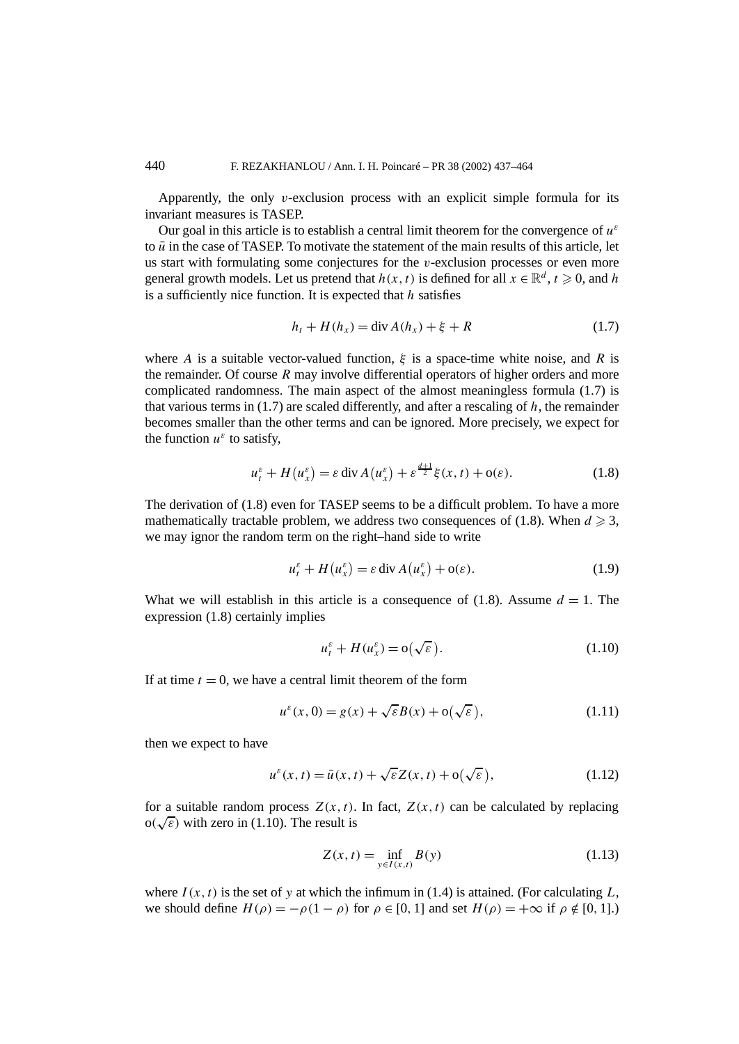Apparently, the only $v$-exclusion process with an explicit simple formula for its invariant measures is TASEP.

Our goal in this article is to establish a central limit theorem for the convergence of $u^\varepsilon$ to $\bar{u}$ in the case of TASEP. To motivate the statement of the main results of this article, let us start with formulating some conjectures for the $v$-exclusion processes or even more general growth models. Let us pretend that $h(x,t)$ is defined for all $x \in \mathbb{R}^d$, $t \geqslant 0$, and $h$ is a sufficiently nice function. It is expected that $h$ satisfies

$$h_t + H(h_x) = \operatorname{div} A(h_x) + \xi + R \tag{1.7}$$

where $A$ is a suitable vector-valued function, $\xi$ is a space-time white noise, and $R$ is the remainder. Of course $R$ may involve differential operators of higher orders and more complicated randomness. The main aspect of the almost meaningless formula (1.7) is that various terms in (1.7) are scaled differently, and after a rescaling of $h$, the remainder becomes smaller than the other terms and can be ignored. More precisely, we expect for the function $u^\varepsilon$ to satisfy,

$$u_t^\varepsilon + H\left(u_x^\varepsilon\right) = \varepsilon \operatorname{div} A\left(u_x^\varepsilon\right) + \varepsilon^{\frac{d+1}{2}} \xi(x,t) + \mathrm{o}(\varepsilon). \tag{1.8}$$

The derivation of (1.8) even for TASEP seems to be a difficult problem. To have a more mathematically tractable problem, we address two consequences of (1.8). When $d \geqslant 3$, we may ignor the random term on the right–hand side to write

$$u_t^\varepsilon + H\left(u_x^\varepsilon\right) = \varepsilon \operatorname{div} A\left(u_x^\varepsilon\right) + \mathrm{o}(\varepsilon). \tag{1.9}$$

What we will establish in this article is a consequence of (1.8). Assume $d = 1$. The expression (1.8) certainly implies

$$u_t^\varepsilon + H(u_x^\varepsilon) = \mathrm{o}\left(\sqrt{\varepsilon}\right). \tag{1.10}$$

If at time $t = 0$, we have a central limit theorem of the form

$$u^\varepsilon(x,0) = g(x) + \sqrt{\varepsilon} B(x) + \mathrm{o}\left(\sqrt{\varepsilon}\right), \tag{1.11}$$

then we expect to have

$$u^\varepsilon(x,t) = \bar{u}(x,t) + \sqrt{\varepsilon} Z(x,t) + \mathrm{o}\left(\sqrt{\varepsilon}\right), \tag{1.12}$$

for a suitable random process $Z(x,t)$. In fact, $Z(x,t)$ can be calculated by replacing $\mathrm{o}(\sqrt{\varepsilon})$ with zero in (1.10). The result is

$$Z(x,t) = \inf_{y \in I(x,t)} B(y) \tag{1.13}$$

where $I(x,t)$ is the set of $y$ at which the infimum in (1.4) is attained. (For calculating $L$, we should define $H(\rho) = -\rho(1-\rho)$ for $\rho \in [0,1]$ and set $H(\rho) = +\infty$ if $\rho \notin [0,1]$.)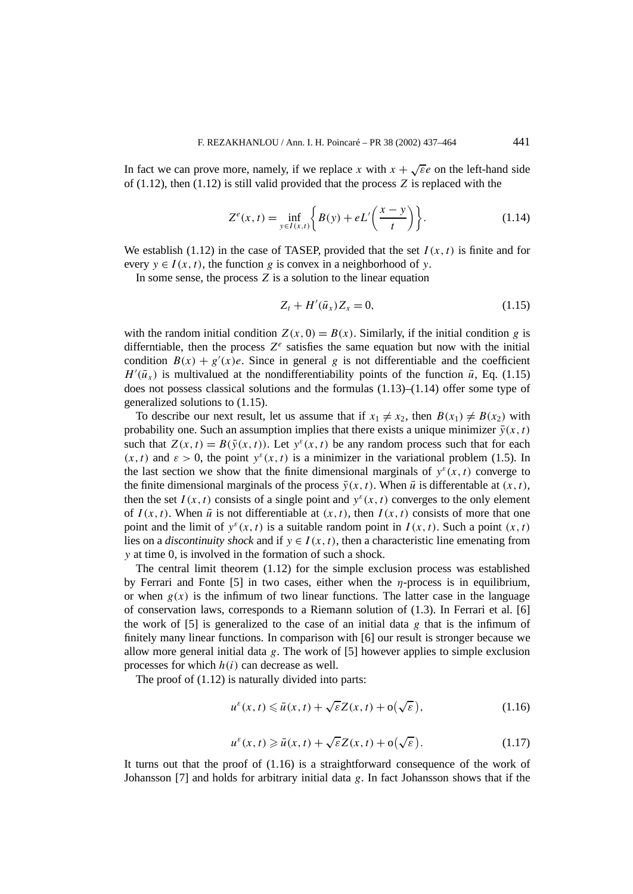In fact we can prove more, namely, if we replace $x$ with $x + \sqrt{\varepsilon}e$ on the left-hand side of (1.12), then (1.12) is still valid provided that the process $Z$ is replaced with the

$$Z^e(x,t) = \inf_{y \in I(x,t)} \left\{ B(y) + eL'\left(\frac{x-y}{t}\right) \right\}. \tag{1.14}$$

We establish (1.12) in the case of TASEP, provided that the set $I(x,t)$ is finite and for every $y \in I(x,t)$, the function $g$ is convex in a neighborhood of $y$.

In some sense, the process $Z$ is a solution to the linear equation

$$Z_t + H'(\bar{u}_x)Z_x = 0, \tag{1.15}$$

with the random initial condition $Z(x,0) = B(x)$. Similarly, if the initial condition $g$ is differntiable, then the process $Z^e$ satisfies the same equation but now with the initial condition $B(x) + g'(x)e$. Since in general $g$ is not differentiable and the coefficient $H'(\bar{u}_x)$ is multivalued at the nondifferentiability points of the function $\bar{u}$, Eq. (1.15) does not possess classical solutions and the formulas (1.13)–(1.14) offer some type of generalized solutions to (1.15).

To describe our next result, let us assume that if $x_1 \neq x_2$, then $B(x_1) \neq B(x_2)$ with probability one. Such an assumption implies that there exists a unique minimizer $\bar{y}(x,t)$ such that $Z(x,t) = B(\bar{y}(x,t))$. Let $y^\varepsilon(x,t)$ be any random process such that for each $(x,t)$ and $\varepsilon > 0$, the point $y^\varepsilon(x,t)$ is a minimizer in the variational problem (1.5). In the last section we show that the finite dimensional marginals of $y^\varepsilon(x,t)$ converge to the finite dimensional marginals of the process $\bar{y}(x,t)$. When $\bar{u}$ is differentable at $(x,t)$, then the set $I(x,t)$ consists of a single point and $y^\varepsilon(x,t)$ converges to the only element of $I(x,t)$. When $\bar{u}$ is not differentiable at $(x,t)$, then $I(x,t)$ consists of more that one point and the limit of $y^\varepsilon(x,t)$ is a suitable random point in $I(x,t)$. Such a point $(x,t)$ lies on a *discontinuity shock* and if $y \in I(x,t)$, then a characteristic line emenating from $y$ at time 0, is involved in the formation of such a shock.

The central limit theorem (1.12) for the simple exclusion process was established by Ferrari and Fonte [5] in two cases, either when the $\eta$-process is in equilibrium, or when $g(x)$ is the infimum of two linear functions. The latter case in the language of conservation laws, corresponds to a Riemann solution of (1.3). In Ferrari et al. [6] the work of [5] is generalized to the case of an initial data $g$ that is the infimum of finitely many linear functions. In comparison with [6] our result is stronger because we allow more general initial data $g$. The work of [5] however applies to simple exclusion processes for which $h(i)$ can decrease as well.

The proof of (1.12) is naturally divided into parts:

$$u^\varepsilon(x,t) \leqslant \bar{u}(x,t) + \sqrt{\varepsilon}Z(x,t) + \mathrm{o}(\sqrt{\varepsilon}), \tag{1.16}$$

$$u^\varepsilon(x,t) \geqslant \bar{u}(x,t) + \sqrt{\varepsilon}Z(x,t) + \mathrm{o}(\sqrt{\varepsilon}). \tag{1.17}$$

It turns out that the proof of (1.16) is a straightforward consequence of the work of Johansson [7] and holds for arbitrary initial data $g$. In fact Johansson shows that if the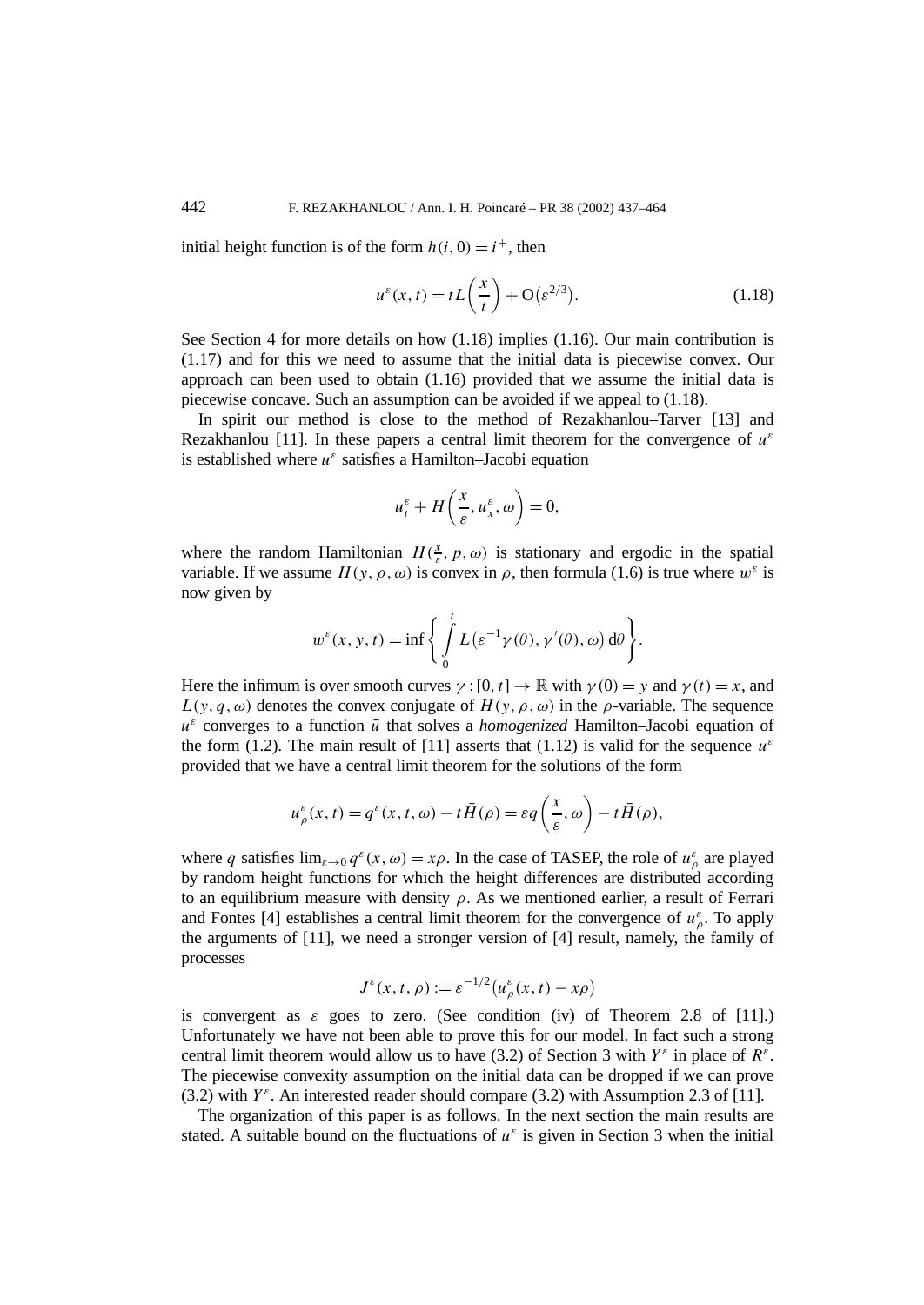initial height function is of the form $h(i,0) = i^+$, then

$$u^\varepsilon(x,t) = tL\left(\frac{x}{t}\right) + \mathrm{O}\left(\varepsilon^{2/3}\right). \tag{1.18}$$

See Section 4 for more details on how (1.18) implies (1.16). Our main contribution is (1.17) and for this we need to assume that the initial data is piecewise convex. Our approach can been used to obtain (1.16) provided that we assume the initial data is piecewise concave. Such an assumption can be avoided if we appeal to (1.18).

In spirit our method is close to the method of Rezakhanlou–Tarver [13] and Rezakhanlou [11]. In these papers a central limit theorem for the convergence of $u^\varepsilon$ is established where $u^\varepsilon$ satisfies a Hamilton–Jacobi equation

$$u^\varepsilon_t + H\left(\frac{x}{\varepsilon}, u^\varepsilon_x, \omega\right) = 0,$$

where the random Hamiltonian $H(\frac{x}{\varepsilon}, p, \omega)$ is stationary and ergodic in the spatial variable. If we assume $H(y,\rho,\omega)$ is convex in $\rho$, then formula (1.6) is true where $w^\varepsilon$ is now given by

$$w^\varepsilon(x,y,t) = \inf\left\{\int_0^t L\left(\varepsilon^{-1}\gamma(\theta), \gamma'(\theta), \omega\right) \mathrm{d}\theta\right\}.$$

Here the infimum is over smooth curves $\gamma : [0,t] \to \mathbb{R}$ with $\gamma(0) = y$ and $\gamma(t) = x$, and $L(y,q,\omega)$ denotes the convex conjugate of $H(y,\rho,\omega)$ in the $\rho$-variable. The sequence $u^\varepsilon$ converges to a function $\bar{u}$ that solves a *homogenized* Hamilton–Jacobi equation of the form (1.2). The main result of [11] asserts that (1.12) is valid for the sequence $u^\varepsilon$ provided that we have a central limit theorem for the solutions of the form

$$u^\varepsilon_\rho(x,t) = q^\varepsilon(x,t,\omega) - t\bar{H}(\rho) = \varepsilon q\left(\frac{x}{\varepsilon}, \omega\right) - t\bar{H}(\rho),$$

where $q$ satisfies $\lim_{\varepsilon\to 0} q^\varepsilon(x,\omega) = x\rho$. In the case of TASEP, the role of $u^\varepsilon_\rho$ are played by random height functions for which the height differences are distributed according to an equilibrium measure with density $\rho$. As we mentioned earlier, a result of Ferrari and Fontes [4] establishes a central limit theorem for the convergence of $u^\varepsilon_\rho$. To apply the arguments of [11], we need a stronger version of [4] result, namely, the family of processes

$$J^\varepsilon(x,t,\rho) := \varepsilon^{-1/2}\left(u^\varepsilon_\rho(x,t) - x\rho\right)$$

is convergent as $\varepsilon$ goes to zero. (See condition (iv) of Theorem 2.8 of [11].) Unfortunately we have not been able to prove this for our model. In fact such a strong central limit theorem would allow us to have (3.2) of Section 3 with $Y^\varepsilon$ in place of $R^\varepsilon$. The piecewise convexity assumption on the initial data can be dropped if we can prove (3.2) with $Y^\varepsilon$. An interested reader should compare (3.2) with Assumption 2.3 of [11].

The organization of this paper is as follows. In the next section the main results are stated. A suitable bound on the fluctuations of $u^\varepsilon$ is given in Section 3 when the initial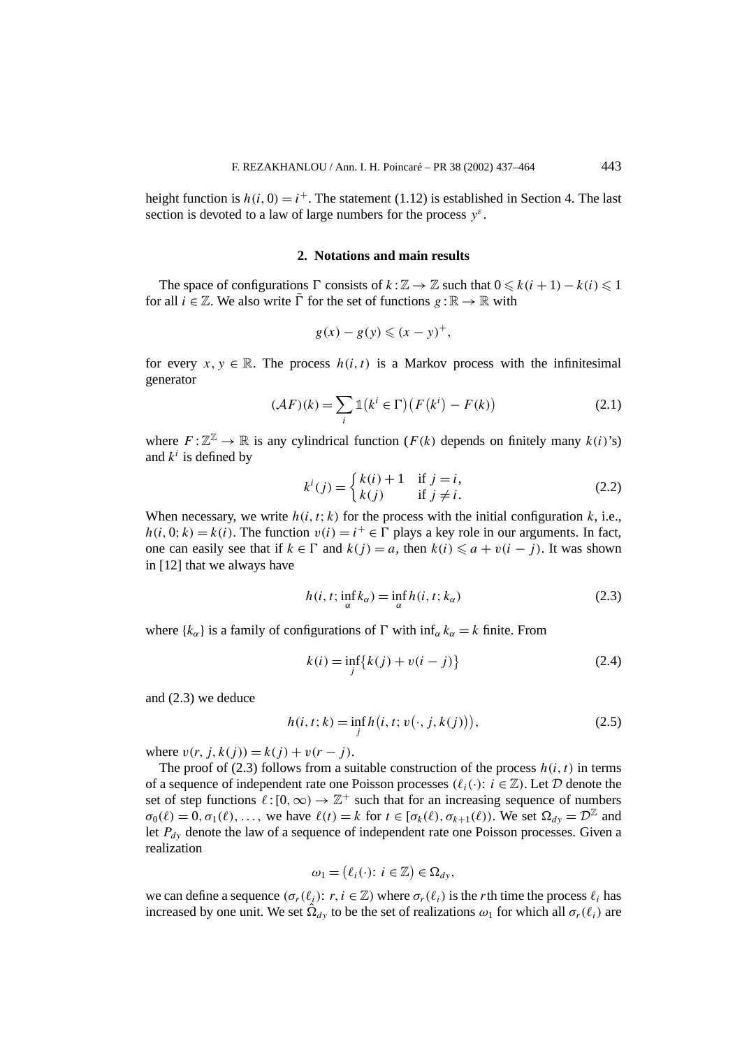height function is $h(i,0) = i^+$. The statement (1.12) is established in Section 4. The last section is devoted to a law of large numbers for the process $y^\varepsilon$.

## 2. Notations and main results

The space of configurations $\Gamma$ consists of $k : \mathbb{Z} \to \mathbb{Z}$ such that $0 \leqslant k(i+1) - k(i) \leqslant 1$ for all $i \in \mathbb{Z}$. We also write $\bar{\Gamma}$ for the set of functions $g : \mathbb{R} \to \mathbb{R}$ with

$$g(x) - g(y) \leqslant (x-y)^+,$$

for every $x, y \in \mathbb{R}$. The process $h(i,t)$ is a Markov process with the infinitesimal generator

$$(\mathcal{A}F)(k) = \sum_i \mathbb{1}\big(k^i \in \Gamma\big)\big(F\big(k^i\big) - F(k)\big) \tag{2.1}$$

where $F : \mathbb{Z}^{\mathbb{Z}} \to \mathbb{R}$ is any cylindrical function ($F(k)$ depends on finitely many $k(i)$'s) and $k^i$ is defined by

$$k^i(j) = \begin{cases} k(i)+1 & \text{if } j = i, \\ k(j) & \text{if } j \neq i. \end{cases} \tag{2.2}$$

When necessary, we write $h(i,t;k)$ for the process with the initial configuration $k$, i.e., $h(i,0;k) = k(i)$. The function $v(i) = i^+ \in \Gamma$ plays a key role in our arguments. In fact, one can easily see that if $k \in \Gamma$ and $k(j) = a$, then $k(i) \leqslant a + v(i-j)$. It was shown in [12] that we always have

$$h\big(i,t;\inf_\alpha k_\alpha\big) = \inf_\alpha h(i,t;k_\alpha) \tag{2.3}$$

where $\{k_\alpha\}$ is a family of configurations of $\Gamma$ with $\inf_\alpha k_\alpha = k$ finite. From

$$k(i) = \inf_j \big\{k(j) + v(i-j)\big\} \tag{2.4}$$

and (2.3) we deduce

$$h(i,t;k) = \inf_j h\big(i,t;v\big(\cdot,j,k(j)\big)\big), \tag{2.5}$$

where $v(r,j,k(j)) = k(j) + v(r-j)$.

The proof of (2.3) follows from a suitable construction of the process $h(i,t)$ in terms of a sequence of independent rate one Poisson processes $(\ell_i(\cdot) \colon i \in \mathbb{Z})$. Let $\mathcal{D}$ denote the set of step functions $\ell : [0,\infty) \to \mathbb{Z}^+$ such that for an increasing sequence of numbers $\sigma_0(\ell) = 0, \sigma_1(\ell), \ldots,$ we have $\ell(t) = k$ for $t \in [\sigma_k(\ell), \sigma_{k+1}(\ell))$. We set $\Omega_{dy} = \mathcal{D}^{\mathbb{Z}}$ and let $P_{dy}$ denote the law of a sequence of independent rate one Poisson processes. Given a realization

$$\omega_1 = \big(\ell_i(\cdot) \colon i \in \mathbb{Z}\big) \in \Omega_{dy},$$

we can define a sequence $(\sigma_r(\ell_i) \colon r, i \in \mathbb{Z})$ where $\sigma_r(\ell_i)$ is the $r$th time the process $\ell_i$ has increased by one unit. We set $\hat{\Omega}_{dy}$ to be the set of realizations $\omega_1$ for which all $\sigma_r(\ell_i)$ are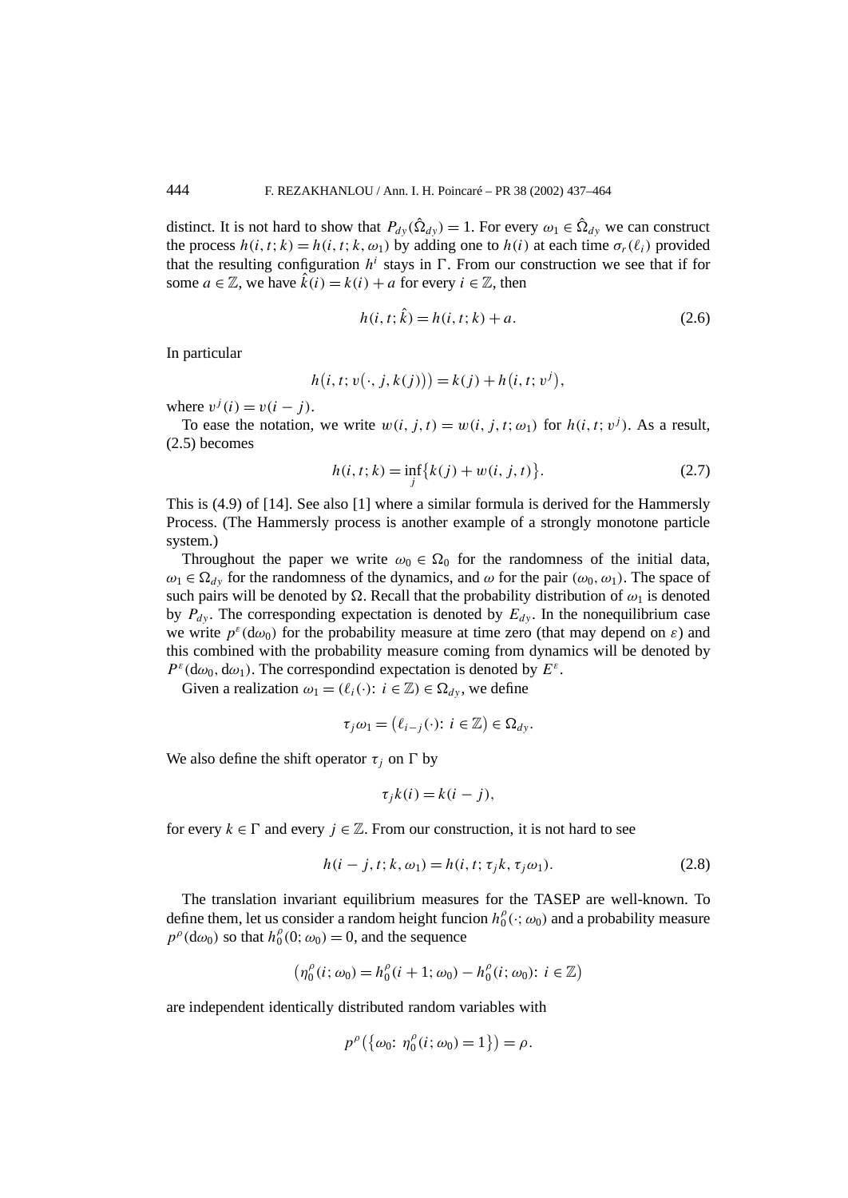distinct. It is not hard to show that $P_{dy}(\hat{\Omega}_{dy}) = 1$. For every $\omega_1 \in \hat{\Omega}_{dy}$ we can construct the process $h(i,t;k) = h(i,t;k,\omega_1)$ by adding one to $h(i)$ at each time $\sigma_r(\ell_i)$ provided that the resulting configuration $h^i$ stays in $\Gamma$. From our construction we see that if for some $a \in \mathbb{Z}$, we have $\hat{k}(i) = k(i) + a$ for every $i \in \mathbb{Z}$, then

$$h(i,t;\hat{k}) = h(i,t;k) + a. \tag{2.6}$$

In particular

$$h\big(i,t;v(\cdot,j,k(j))\big) = k(j) + h\big(i,t;v^j\big),$$

where $v^j(i) = v(i-j)$.

To ease the notation, we write $w(i,j,t) = w(i,j,t;\omega_1)$ for $h(i,t;v^j)$. As a result, (2.5) becomes

$$h(i,t;k) = \inf_j \big\{k(j) + w(i,j,t)\big\}. \tag{2.7}$$

This is (4.9) of [14]. See also [1] where a similar formula is derived for the Hammersly Process. (The Hammersly process is another example of a strongly monotone particle system.)

Throughout the paper we write $\omega_0 \in \Omega_0$ for the randomness of the initial data, $\omega_1 \in \Omega_{dy}$ for the randomness of the dynamics, and $\omega$ for the pair $(\omega_0, \omega_1)$. The space of such pairs will be denoted by $\Omega$. Recall that the probability distribution of $\omega_1$ is denoted by $P_{dy}$. The corresponding expectation is denoted by $E_{dy}$. In the nonequilibrium case we write $p^\varepsilon(\mathrm{d}\omega_0)$ for the probability measure at time zero (that may depend on $\varepsilon$) and this combined with the probability measure coming from dynamics will be denoted by $P^\varepsilon(\mathrm{d}\omega_0, \mathrm{d}\omega_1)$. The correspondind expectation is denoted by $E^\varepsilon$.

Given a realization $\omega_1 = (\ell_i(\cdot)\colon i \in \mathbb{Z}) \in \Omega_{dy}$, we define

$$\tau_j \omega_1 = \big(\ell_{i-j}(\cdot)\colon i \in \mathbb{Z}\big) \in \Omega_{dy}.$$

We also define the shift operator $\tau_j$ on $\Gamma$ by

$$\tau_j k(i) = k(i-j),$$

for every $k \in \Gamma$ and every $j \in \mathbb{Z}$. From our construction, it is not hard to see

$$h(i-j,t;k,\omega_1) = h(i,t;\tau_j k, \tau_j \omega_1). \tag{2.8}$$

The translation invariant equilibrium measures for the TASEP are well-known. To define them, let us consider a random height funcion $h_0^\rho(\cdot;\omega_0)$ and a probability measure $p^\rho(\mathrm{d}\omega_0)$ so that $h_0^\rho(0;\omega_0) = 0$, and the sequence

$$\big(\eta_0^\rho(i;\omega_0) = h_0^\rho(i+1;\omega_0) - h_0^\rho(i;\omega_0)\colon i \in \mathbb{Z}\big)$$

are independent identically distributed random variables with

$$p^\rho\big(\big\{\omega_0\colon \eta_0^\rho(i;\omega_0) = 1\big\}\big) = \rho.$$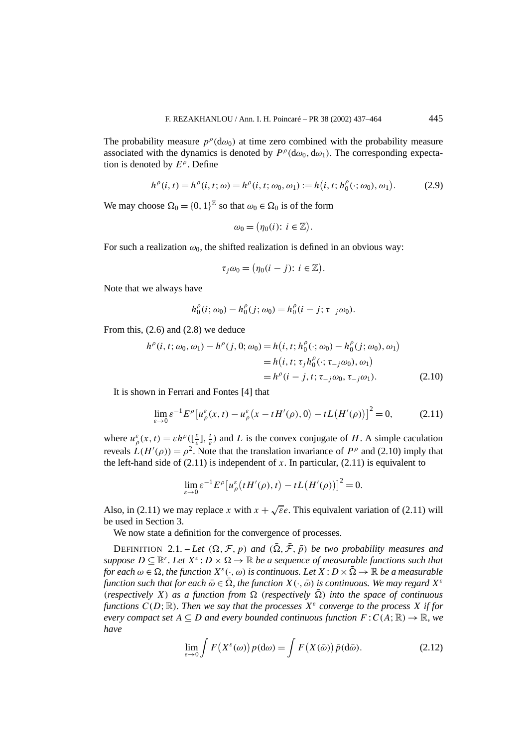The probability measure $p^\rho(\mathrm{d}\omega_0)$ at time zero combined with the probability measure associated with the dynamics is denoted by $P^\rho(\mathrm{d}\omega_0, \mathrm{d}\omega_1)$. The corresponding expectation is denoted by $E^\rho$. Define

$$h^\rho(i,t) = h^\rho(i,t;\omega) = h^\rho(i,t;\omega_0,\omega_1) := h\big(i,t;h_0^\rho(\cdot;\omega_0),\omega_1\big). \tag{2.9}$$

We may choose $\Omega_0 = \{0,1\}^{\mathbb{Z}}$ so that $\omega_0 \in \Omega_0$ is of the form

$$\omega_0 = \big(\eta_0(i)\colon i \in \mathbb{Z}\big).$$

For such a realization $\omega_0$, the shifted realization is defined in an obvious way:

$$\tau_j\omega_0 = \big(\eta_0(i-j)\colon i \in \mathbb{Z}\big).$$

Note that we always have

$$h_0^\rho(i;\omega_0) - h_0^\rho(j;\omega_0) = h_0^\rho(i-j;\tau_{-j}\omega_0).$$

From this, (2.6) and (2.8) we deduce

$$\begin{aligned} h^\rho(i,t;\omega_0,\omega_1) - h^\rho(j,0;\omega_0) &= h\big(i,t;h_0^\rho(\cdot;\omega_0) - h_0^\rho(j;\omega_0),\omega_1\big) \\ &= h\big(i,t;\tau_j h_0^\rho(\cdot;\tau_{-j}\omega_0),\omega_1\big) \\ &= h^\rho(i-j,t;\tau_{-j}\omega_0,\tau_{-j}\omega_1). \end{aligned} \tag{2.10}$$

It is shown in Ferrari and Fontes [4] that

$$\lim_{\varepsilon\to 0}\varepsilon^{-1}E^\rho\big[u_\rho^\varepsilon(x,t) - u_\rho^\varepsilon\big(x - tH'(\rho),0\big) - tL\big(H'(\rho)\big)\big]^2 = 0, \tag{2.11}$$

where $u_\rho^\varepsilon(x,t) = \varepsilon h^\rho([\frac{x}{\varepsilon}],\frac{t}{\varepsilon})$ and $L$ is the convex conjugate of $H$. A simple caculation reveals $L(H'(\rho)) = \rho^2$. Note that the translation invariance of $P^\rho$ and (2.10) imply that the left-hand side of (2.11) is independent of $x$. In particular, (2.11) is equivalent to

$$\lim_{\varepsilon\to 0}\varepsilon^{-1}E^\rho\big[u_\rho^\varepsilon\big(tH'(\rho),t\big) - tL\big(H'(\rho)\big)\big]^2 = 0.$$

Also, in (2.11) we may replace $x$ with $x + \sqrt{\varepsilon}e$. This equivalent variation of (2.11) will be used in Section 3.

We now state a definition for the convergence of processes.

DEFINITION 2.1. – *Let $(\Omega,\mathcal{F},p)$ and $(\bar\Omega,\bar{\mathcal{F}},\bar p)$ be two probability measures and suppose $D \subseteq \mathbb{R}^r$. Let $X^\varepsilon : D \times \Omega \to \mathbb{R}$ be a sequence of measurable functions such that for each $\omega \in \Omega$, the function $X^\varepsilon(\cdot,\omega)$ is continuous. Let $X : D \times \bar\Omega \to \mathbb{R}$ be a measurable function such that for each $\bar\omega \in \bar\Omega$, the function $X(\cdot,\bar\omega)$ is continuous. We may regard $X^\varepsilon$ (respectively $X$) as a function from $\Omega$ (respectively $\bar\Omega$) into the space of continuous functions $C(D;\mathbb{R})$. Then we say that the processes $X^\varepsilon$ converge to the process $X$ if for every compact set $A \subseteq D$ and every bounded continuous function $F : C(A;\mathbb{R}) \to \mathbb{R}$, we have*

$$\lim_{\varepsilon\to 0}\int F\big(X^\varepsilon(\omega)\big)\,p(\mathrm{d}\omega) = \int F\big(X(\bar\omega)\big)\,\bar p(\mathrm{d}\bar\omega). \tag{2.12}$$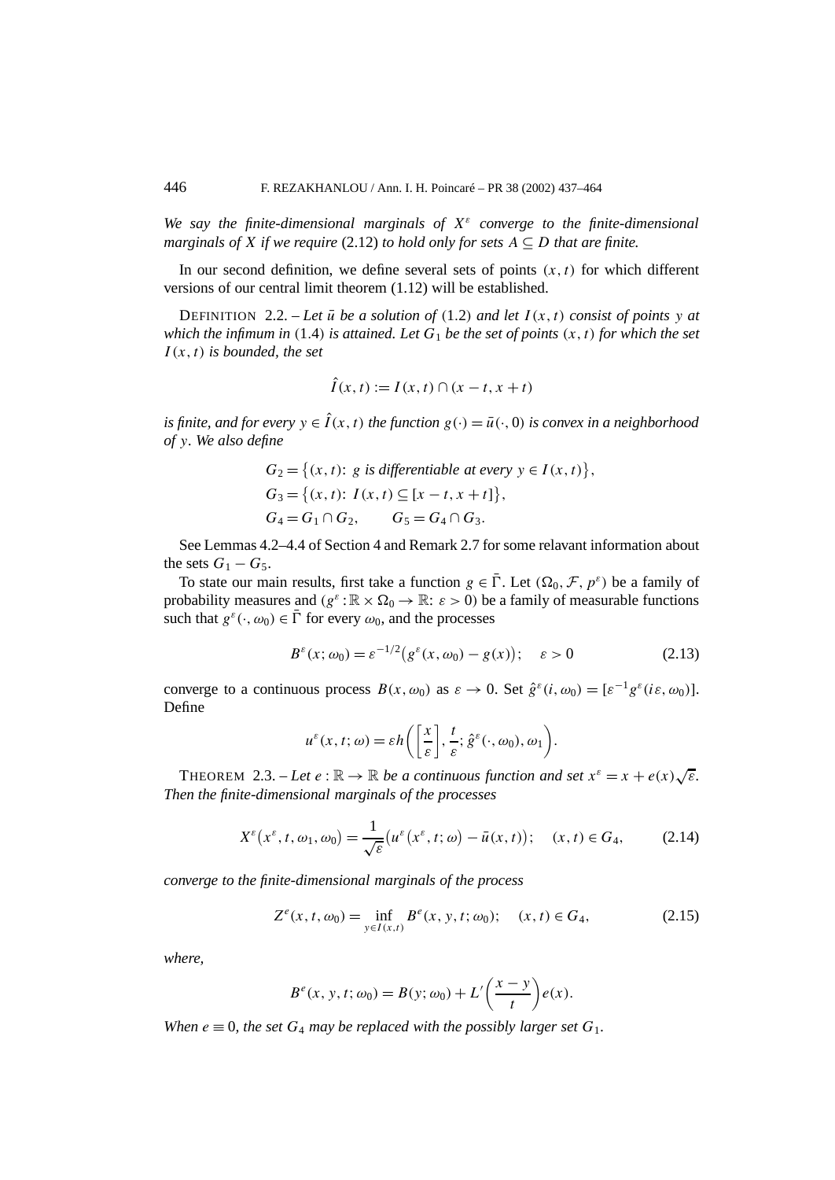*We say the finite-dimensional marginals of $X^\varepsilon$ converge to the finite-dimensional marginals of $X$ if we require* (2.12) *to hold only for sets $A \subseteq D$ that are finite.*

In our second definition, we define several sets of points $(x,t)$ for which different versions of our central limit theorem (1.12) will be established.

DEFINITION 2.2. – *Let $\bar{u}$ be a solution of* (1.2) *and let $I(x,t)$ consist of points $y$ at which the infimum in* (1.4) *is attained. Let $G_1$ be the set of points $(x,t)$ for which the set $I(x,t)$ is bounded, the set*

$$\hat{I}(x,t) := I(x,t) \cap (x-t, x+t)$$

*is finite, and for every $y \in \hat{I}(x,t)$ the function $g(\cdot) = \bar{u}(\cdot,0)$ is convex in a neighborhood of $y$. We also define*

$$G_2 = \{(x,t) \colon g \text{ is differentiable at every } y \in I(x,t)\},$$
$$G_3 = \{(x,t) \colon I(x,t) \subseteq [x-t, x+t]\},$$
$$G_4 = G_1 \cap G_2, \qquad G_5 = G_4 \cap G_3.$$

See Lemmas 4.2–4.4 of Section 4 and Remark 2.7 for some relavant information about the sets $G_1 - G_5$.

To state our main results, first take a function $g \in \bar{\Gamma}$. Let $(\Omega_0, \mathcal{F}, p^\varepsilon)$ be a family of probability measures and $(g^\varepsilon : \mathbb{R} \times \Omega_0 \to \mathbb{R} \colon \varepsilon > 0)$ be a family of measurable functions such that $g^\varepsilon(\cdot, \omega_0) \in \bar{\Gamma}$ for every $\omega_0$, and the processes

$$B^\varepsilon(x; \omega_0) = \varepsilon^{-1/2}\big(g^\varepsilon(x, \omega_0) - g(x)\big); \quad \varepsilon > 0 \tag{2.13}$$

converge to a continuous process $B(x, \omega_0)$ as $\varepsilon \to 0$. Set $\hat{g}^\varepsilon(i, \omega_0) = [\varepsilon^{-1} g^\varepsilon(i\varepsilon, \omega_0)]$. Define

$$u^\varepsilon(x,t;\omega) = \varepsilon h\left(\left[\frac{x}{\varepsilon}\right], \frac{t}{\varepsilon}; \hat{g}^\varepsilon(\cdot, \omega_0), \omega_1\right).$$

THEOREM 2.3. – *Let $e : \mathbb{R} \to \mathbb{R}$ be a continuous function and set $x^\varepsilon = x + e(x)\sqrt{\varepsilon}$. Then the finite-dimensional marginals of the processes*

$$X^\varepsilon\big(x^\varepsilon, t, \omega_1, \omega_0\big) = \frac{1}{\sqrt{\varepsilon}}\big(u^\varepsilon\big(x^\varepsilon, t; \omega\big) - \bar{u}(x,t)\big); \quad (x,t) \in G_4, \tag{2.14}$$

*converge to the finite-dimensional marginals of the process*

$$Z^e(x,t,\omega_0) = \inf_{y \in I(x,t)} B^e(x,y,t;\omega_0); \quad (x,t) \in G_4, \tag{2.15}$$

*where,*

$$B^e(x,y,t;\omega_0) = B(y;\omega_0) + L'\left(\frac{x-y}{t}\right)e(x).$$

*When $e \equiv 0$, the set $G_4$ may be replaced with the possibly larger set $G_1$.*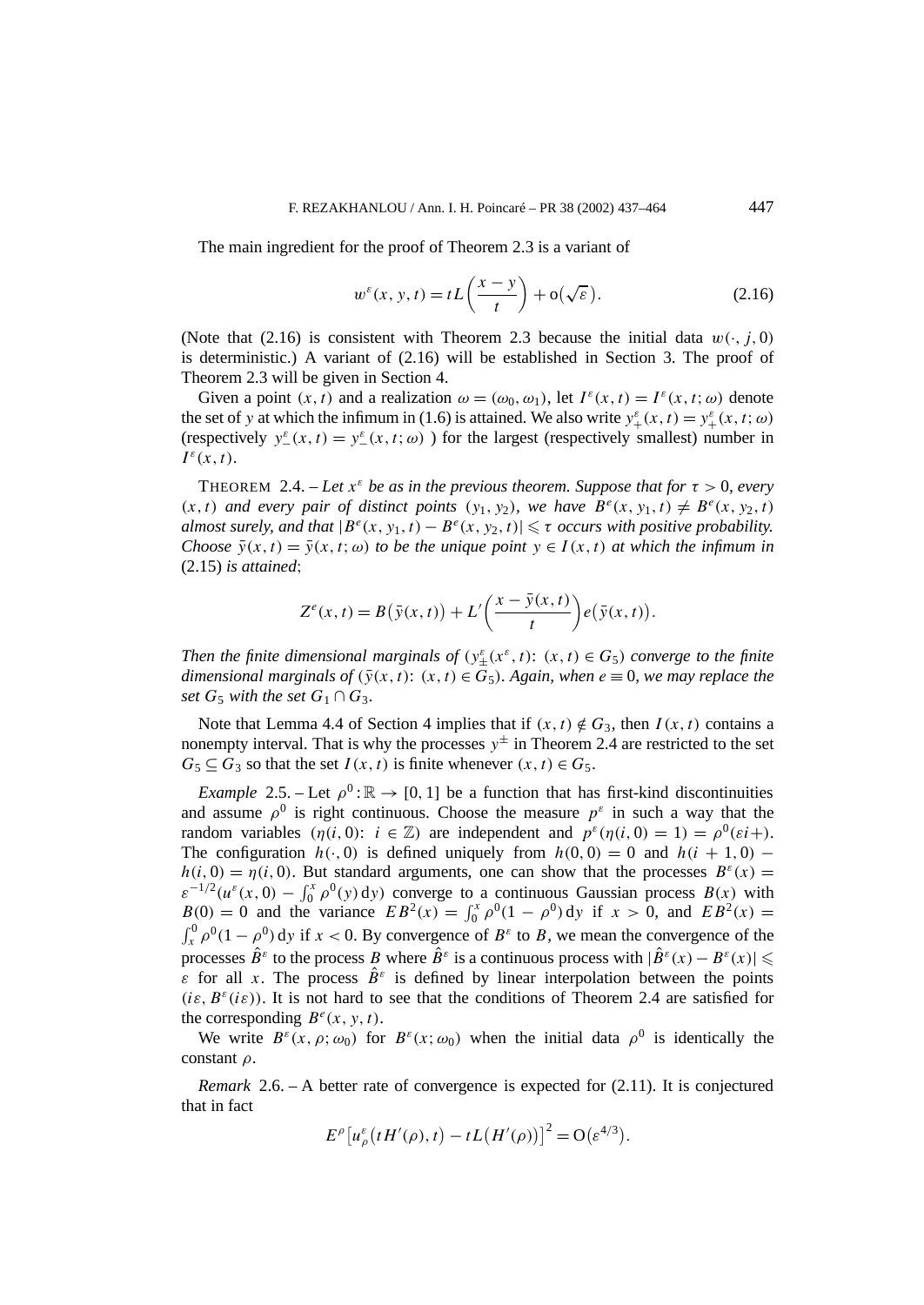The main ingredient for the proof of Theorem 2.3 is a variant of

$$w^{\varepsilon}(x, y, t) = tL\left(\frac{x-y}{t}\right) + \mathrm{o}\big(\sqrt{\varepsilon}\big). \tag{2.16}$$

(Note that (2.16) is consistent with Theorem 2.3 because the initial data $w(\cdot, j, 0)$ is deterministic.) A variant of (2.16) will be established in Section 3. The proof of Theorem 2.3 will be given in Section 4.

Given a point $(x, t)$ and a realization $\omega = (\omega_0, \omega_1)$, let $I^{\varepsilon}(x, t) = I^{\varepsilon}(x, t; \omega)$ denote the set of $y$ at which the infimum in (1.6) is attained. We also write $y_{+}^{\varepsilon}(x, t) = y_{+}^{\varepsilon}(x, t; \omega)$ (respectively $y_{-}^{\varepsilon}(x, t) = y_{-}^{\varepsilon}(x, t; \omega)$ ) for the largest (respectively smallest) number in $I^{\varepsilon}(x, t)$.

THEOREM 2.4. – *Let $x^{\varepsilon}$ be as in the previous theorem. Suppose that for $\tau > 0$, every $(x, t)$ and every pair of distinct points $(y_1, y_2)$, we have $B^{e}(x, y_1, t) \neq B^{e}(x, y_2, t)$ almost surely, and that $|B^{e}(x, y_1, t) - B^{e}(x, y_2, t)| \leqslant \tau$ occurs with positive probability. Choose $\bar{y}(x, t) = \bar{y}(x, t; \omega)$ to be the unique point $y \in I(x, t)$ at which the infimum in* (2.15) *is attained*;

$$Z^{e}(x, t) = B\big(\bar{y}(x, t)\big) + L'\left(\frac{x - \bar{y}(x, t)}{t}\right) e\big(\bar{y}(x, t)\big).$$

*Then the finite dimensional marginals of $(y_{\pm}^{\varepsilon}(x^{\varepsilon}, t)\colon (x, t) \in G_5)$ converge to the finite dimensional marginals of $(\bar{y}(x, t)\colon (x, t) \in G_5)$. Again, when $e \equiv 0$, we may replace the set $G_5$ with the set $G_1 \cap G_3$.*

Note that Lemma 4.4 of Section 4 implies that if $(x, t) \notin G_3$, then $I(x, t)$ contains a nonempty interval. That is why the processes $y^{\pm}$ in Theorem 2.4 are restricted to the set $G_5 \subseteq G_3$ so that the set $I(x, t)$ is finite whenever $(x, t) \in G_5$.

*Example* 2.5. – Let $\rho^0 : \mathbb{R} \to [0, 1]$ be a function that has first-kind discontinuities and assume $\rho^0$ is right continuous. Choose the measure $p^{\varepsilon}$ in such a way that the random variables $(\eta(i, 0)\colon i \in \mathbb{Z})$ are independent and $p^{\varepsilon}(\eta(i, 0) = 1) = \rho^0(\varepsilon i+)$. The configuration $h(\cdot, 0)$ is defined uniquely from $h(0, 0) = 0$ and $h(i + 1, 0) - h(i, 0) = \eta(i, 0)$. But standard arguments, one can show that the processes $B^{\varepsilon}(x) = \varepsilon^{-1/2}(u^{\varepsilon}(x, 0) - \int_0^x \rho^0(y)\,\mathrm{d}y)$ converge to a continuous Gaussian process $B(x)$ with $B(0) = 0$ and the variance $EB^2(x) = \int_0^x \rho^0(1 - \rho^0)\,\mathrm{d}y$ if $x > 0$, and $EB^2(x) = \int_x^0 \rho^0(1 - \rho^0)\,\mathrm{d}y$ if $x < 0$. By convergence of $B^{\varepsilon}$ to $B$, we mean the convergence of the processes $\hat{B}^{\varepsilon}$ to the process $B$ where $\hat{B}^{\varepsilon}$ is a continuous process with $|\hat{B}^{\varepsilon}(x) - B^{\varepsilon}(x)| \leqslant \varepsilon$ for all $x$. The process $\hat{B}^{\varepsilon}$ is defined by linear interpolation between the points $(i\varepsilon, B^{\varepsilon}(i\varepsilon))$. It is not hard to see that the conditions of Theorem 2.4 are satisfied for the corresponding $B^{e}(x, y, t)$.

We write $B^{\varepsilon}(x, \rho; \omega_0)$ for $B^{\varepsilon}(x; \omega_0)$ when the initial data $\rho^0$ is identically the constant $\rho$.

*Remark* 2.6. – A better rate of convergence is expected for (2.11). It is conjectured that in fact

$$E^{\rho}\big[u_{\rho}^{\varepsilon}\big(tH'(\rho), t\big) - tL\big(H'(\rho)\big)\big]^2 = \mathrm{O}\big(\varepsilon^{4/3}\big).$$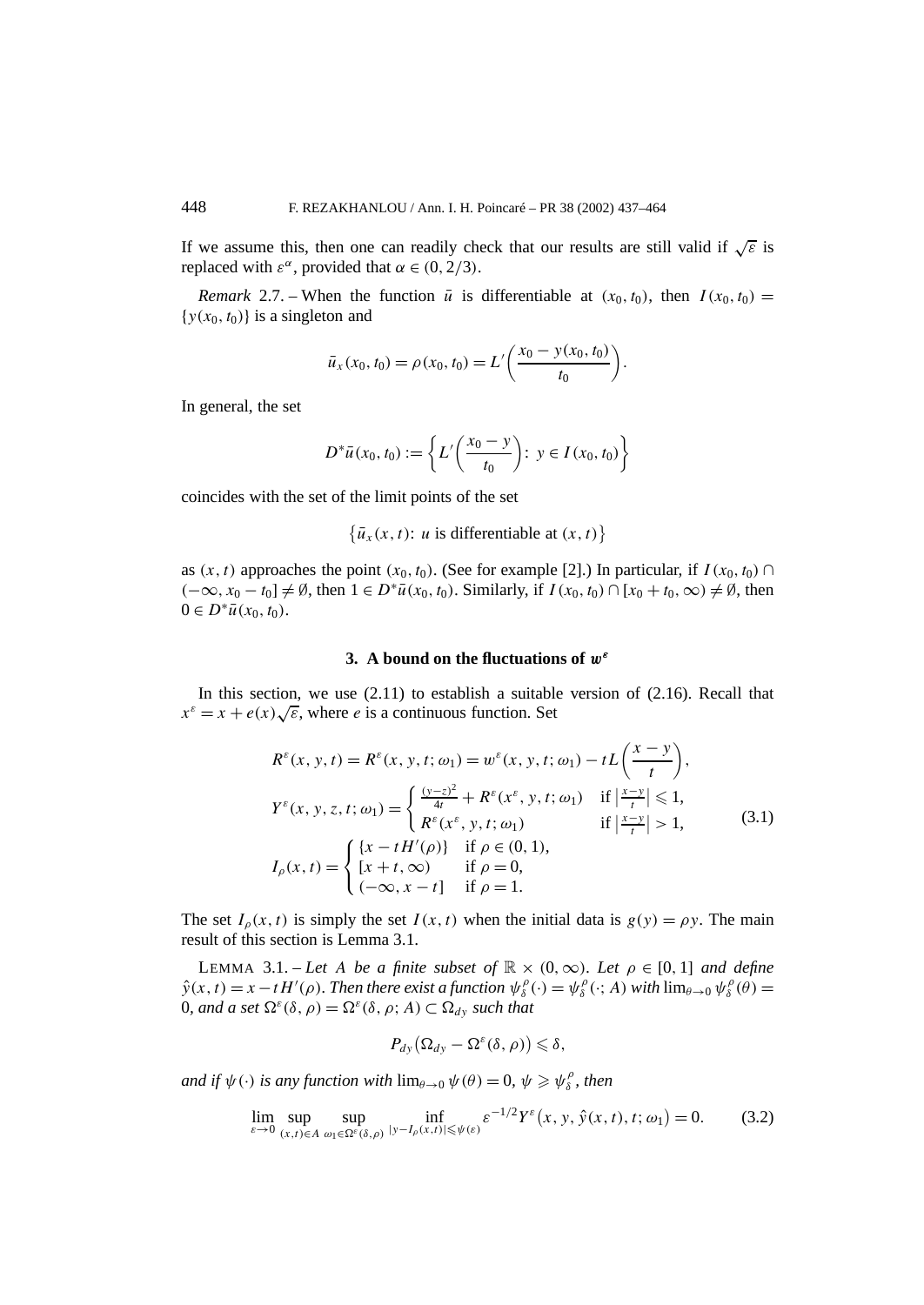If we assume this, then one can readily check that our results are still valid if $\sqrt{\varepsilon}$ is replaced with $\varepsilon^{\alpha}$, provided that $\alpha \in (0, 2/3)$.

*Remark* 2.7. – When the function $\bar{u}$ is differentiable at $(x_0, t_0)$, then $I(x_0, t_0) = \{y(x_0, t_0)\}$ is a singleton and

$$\bar{u}_x(x_0, t_0) = \rho(x_0, t_0) = L'\left(\frac{x_0 - y(x_0, t_0)}{t_0}\right).$$

In general, the set

$$D^*\bar{u}(x_0, t_0) := \left\{ L'\left(\frac{x_0 - y}{t_0}\right):\ y \in I(x_0, t_0) \right\}$$

coincides with the set of the limit points of the set

$$\left\{ \bar{u}_x(x, t):\ u \text{ is differentiable at } (x, t) \right\}$$

as $(x, t)$ approaches the point $(x_0, t_0)$. (See for example [2].) In particular, if $I(x_0, t_0) \cap (-\infty, x_0 - t_0] \neq \emptyset$, then $1 \in D^*\bar{u}(x_0, t_0)$. Similarly, if $I(x_0, t_0) \cap [x_0 + t_0, \infty) \neq \emptyset$, then $0 \in D^*\bar{u}(x_0, t_0)$.

## 3. A bound on the fluctuations of $w^\varepsilon$

In this section, we use (2.11) to establish a suitable version of (2.16). Recall that $x^\varepsilon = x + e(x)\sqrt{\varepsilon}$, where $e$ is a continuous function. Set

$$\begin{aligned}
&R^\varepsilon(x, y, t) = R^\varepsilon(x, y, t; \omega_1) = w^\varepsilon(x, y, t; \omega_1) - tL\left(\frac{x - y}{t}\right), \\
&Y^\varepsilon(x, y, z, t; \omega_1) = \begin{cases} \frac{(y-z)^2}{4t} + R^\varepsilon(x^\varepsilon, y, t; \omega_1) & \text{if } \left|\frac{x-y}{t}\right| \leqslant 1, \\ R^\varepsilon(x^\varepsilon, y, t; \omega_1) & \text{if } \left|\frac{x-y}{t}\right| > 1, \end{cases} \\
&I_\rho(x, t) = \begin{cases} \{x - tH'(\rho)\} & \text{if } \rho \in (0, 1), \\ [x + t, \infty) & \text{if } \rho = 0, \\ (-\infty, x - t] & \text{if } \rho = 1. \end{cases}
\end{aligned} \tag{3.1}$$

The set $I_\rho(x, t)$ is simply the set $I(x, t)$ when the initial data is $g(y) = \rho y$. The main result of this section is Lemma 3.1.

LEMMA 3.1. – *Let $A$ be a finite subset of $\mathbb{R} \times (0, \infty)$. Let $\rho \in [0, 1]$ and define $\hat{y}(x, t) = x - tH'(\rho)$. Then there exist a function $\psi_\delta^\rho(\cdot) = \psi_\delta^\rho(\cdot; A)$ with $\lim_{\theta \to 0} \psi_\delta^\rho(\theta) = 0$, and a set $\Omega^\varepsilon(\delta, \rho) = \Omega^\varepsilon(\delta, \rho; A) \subset \Omega_{dy}$ such that*

$$P_{dy}\left(\Omega_{dy} - \Omega^\varepsilon(\delta, \rho)\right) \leqslant \delta,$$

*and if $\psi(\cdot)$ is any function with $\lim_{\theta \to 0} \psi(\theta) = 0$, $\psi \geqslant \psi_\delta^\rho$, then*

$$\lim_{\varepsilon \to 0} \sup_{(x,t) \in A} \sup_{\omega_1 \in \Omega^\varepsilon(\delta, \rho)} \inf_{|y - I_\rho(x,t)| \leqslant \psi(\varepsilon)} \varepsilon^{-1/2} Y^\varepsilon\left(x, y, \hat{y}(x, t), t; \omega_1\right) = 0. \tag{3.2}$$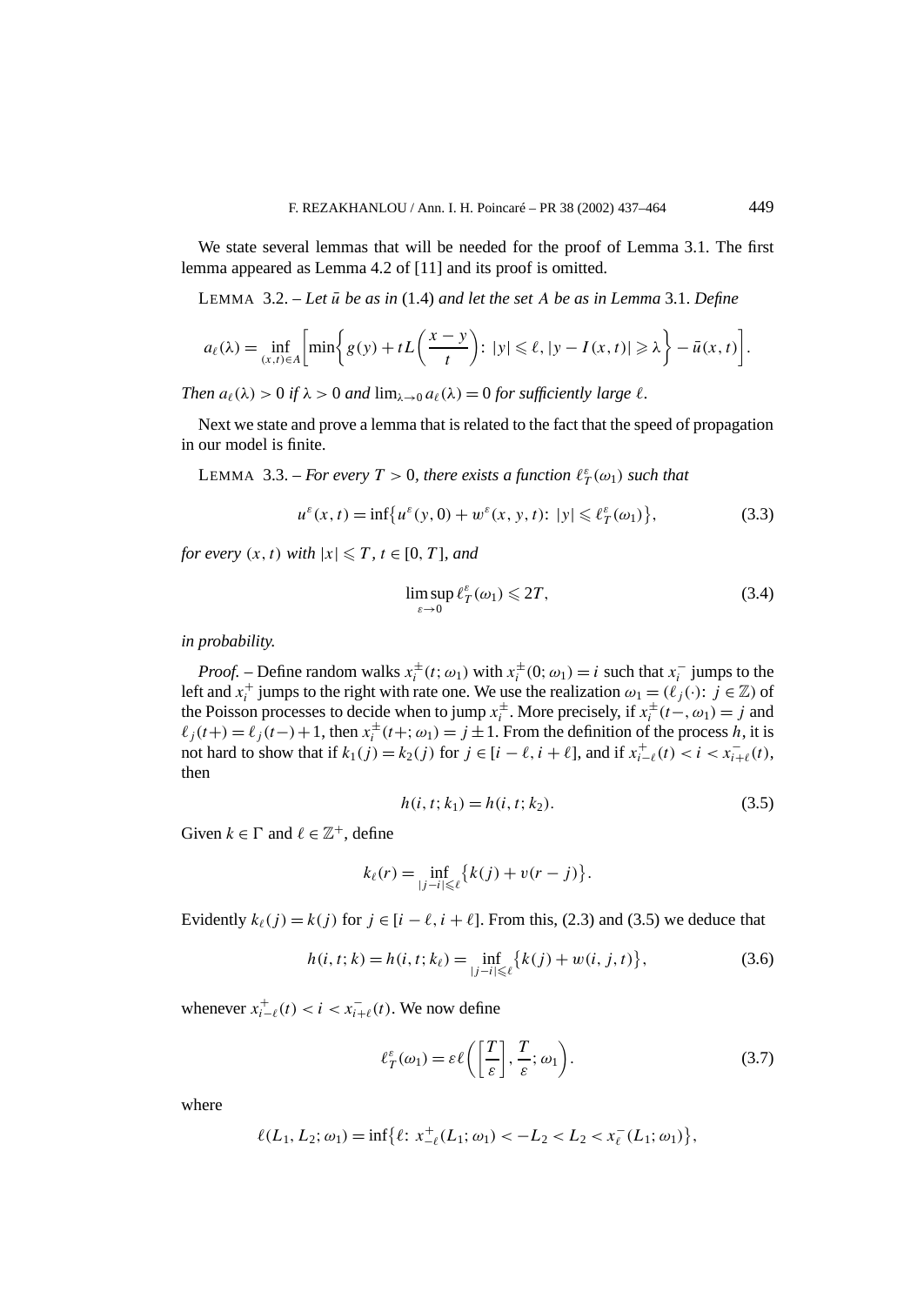We state several lemmas that will be needed for the proof of Lemma 3.1. The first lemma appeared as Lemma 4.2 of [11] and its proof is omitted.

LEMMA 3.2. – *Let $\bar{u}$ be as in* (1.4) *and let the set $A$ be as in Lemma* 3.1. *Define*

$$a_\ell(\lambda) = \inf_{(x,t)\in A}\left[\min\left\{g(y) + tL\left(\frac{x-y}{t}\right):\ |y| \leqslant \ell, |y - I(x,t)| \geqslant \lambda\right\} - \bar{u}(x,t)\right].$$

*Then $a_\ell(\lambda) > 0$ if $\lambda > 0$ and $\lim_{\lambda\to 0} a_\ell(\lambda) = 0$ for sufficiently large $\ell$.*

Next we state and prove a lemma that is related to the fact that the speed of propagation in our model is finite.

LEMMA 3.3. – *For every $T > 0$, there exists a function $\ell_T^\varepsilon(\omega_1)$ such that*

$$u^\varepsilon(x,t) = \inf\{u^\varepsilon(y,0) + w^\varepsilon(x,y,t):\ |y| \leqslant \ell_T^\varepsilon(\omega_1)\}, \tag{3.3}$$

*for every $(x,t)$ with $|x| \leqslant T$, $t \in [0,T]$, and*

$$\limsup_{\varepsilon\to 0} \ell_T^\varepsilon(\omega_1) \leqslant 2T, \tag{3.4}$$

*in probability.*

*Proof.* – Define random walks $x_i^\pm(t;\omega_1)$ with $x_i^\pm(0;\omega_1) = i$ such that $x_i^-$ jumps to the left and $x_i^+$ jumps to the right with rate one. We use the realization $\omega_1 = (\ell_j(\cdot):\ j \in \mathbb{Z})$ of the Poisson processes to decide when to jump $x_i^\pm$. More precisely, if $x_i^\pm(t-,\omega_1) = j$ and $\ell_j(t+) = \ell_j(t-) + 1$, then $x_i^\pm(t+;\omega_1) = j \pm 1$. From the definition of the process $h$, it is not hard to show that if $k_1(j) = k_2(j)$ for $j \in [i-\ell, i+\ell]$, and if $x_{i-\ell}^+(t) < i < x_{i+\ell}^-(t)$, then

$$h(i,t;k_1) = h(i,t;k_2). \tag{3.5}$$

Given $k \in \Gamma$ and $\ell \in \mathbb{Z}^+$, define

$$k_\ell(r) = \inf_{|j-i|\leqslant \ell}\{k(j) + v(r-j)\}.$$

Evidently $k_\ell(j) = k(j)$ for $j \in [i-\ell, i+\ell]$. From this, (2.3) and (3.5) we deduce that

$$h(i,t;k) = h(i,t;k_\ell) = \inf_{|j-i|\leqslant \ell}\{k(j) + w(i,j,t)\}, \tag{3.6}$$

whenever $x_{i-\ell}^+(t) < i < x_{i+\ell}^-(t)$. We now define

$$\ell_T^\varepsilon(\omega_1) = \varepsilon\ell\left(\left[\frac{T}{\varepsilon}\right], \frac{T}{\varepsilon};\omega_1\right). \tag{3.7}$$

where

$$\ell(L_1, L_2;\omega_1) = \inf\{\ell:\ x_{-\ell}^+(L_1;\omega_1) < -L_2 < L_2 < x_\ell^-(L_1;\omega_1)\},$$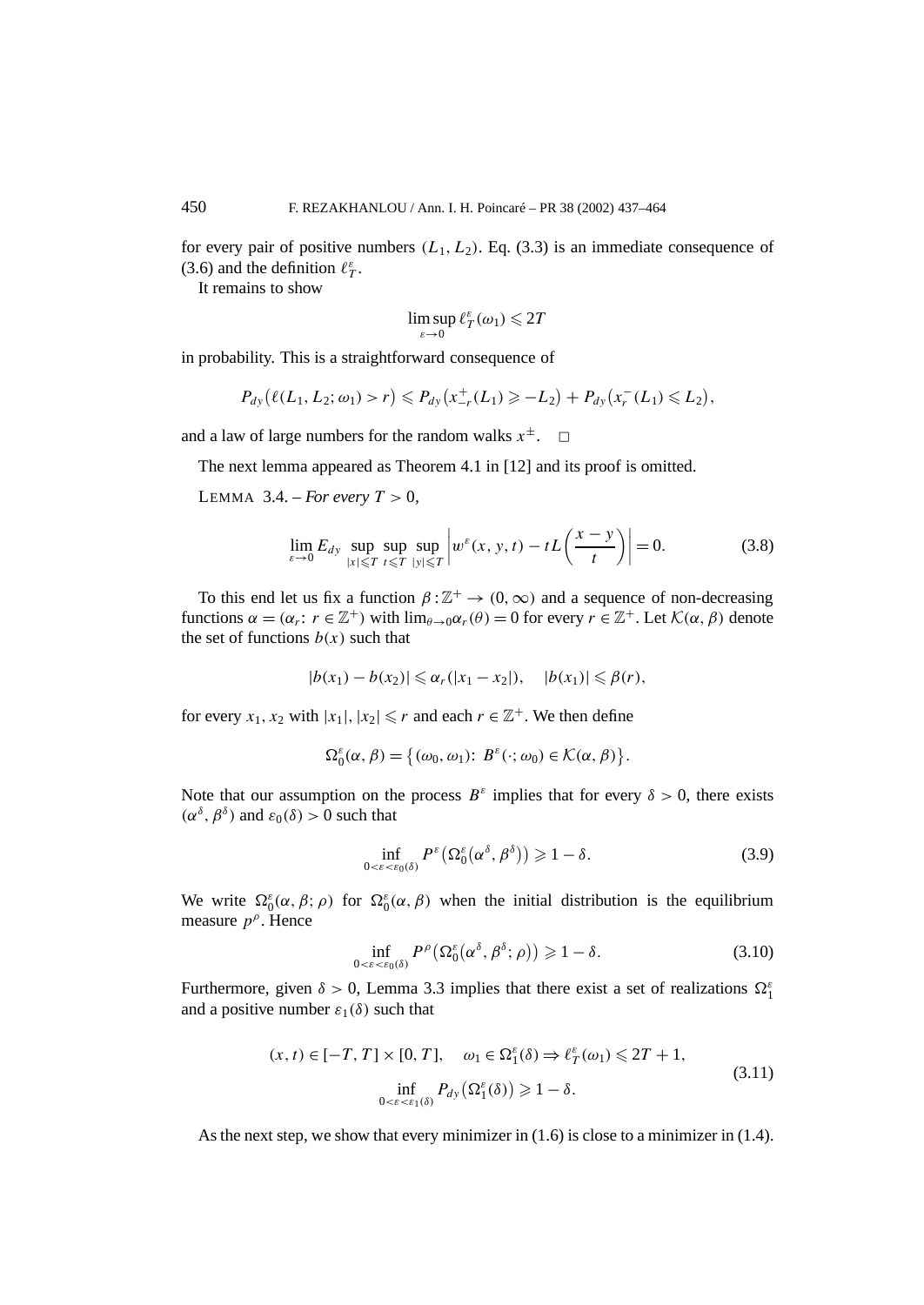for every pair of positive numbers $(L_1, L_2)$. Eq. (3.3) is an immediate consequence of (3.6) and the definition $\ell^\varepsilon_T$.

It remains to show

$$\limsup_{\varepsilon\to 0} \ell^\varepsilon_T(\omega_1) \leqslant 2T$$

in probability. This is a straightforward consequence of

$$P_{dy}\big(\ell(L_1, L_2; \omega_1) > r\big) \leqslant P_{dy}\big(x^+_{-r}(L_1) \geqslant -L_2\big) + P_{dy}\big(x^-_r(L_1) \leqslant L_2\big),$$

and a law of large numbers for the random walks $x^\pm$. $\square$

The next lemma appeared as Theorem 4.1 in [12] and its proof is omitted.

LEMMA 3.4. – *For every* $T > 0$,

$$\lim_{\varepsilon\to 0} E_{dy} \sup_{|x|\leqslant T} \sup_{t\leqslant T} \sup_{|y|\leqslant T} \left| w^\varepsilon(x, y, t) - tL\left(\frac{x-y}{t}\right)\right| = 0. \tag{3.8}$$

To this end let us fix a function $\beta : \mathbb{Z}^+ \to (0, \infty)$ and a sequence of non-decreasing functions $\alpha = (\alpha_r\colon r \in \mathbb{Z}^+)$ with $\lim_{\theta\to 0}\alpha_r(\theta) = 0$ for every $r \in \mathbb{Z}^+$. Let $\mathcal{K}(\alpha, \beta)$ denote the set of functions $b(x)$ such that

$$|b(x_1) - b(x_2)| \leqslant \alpha_r(|x_1 - x_2|), \quad |b(x_1)| \leqslant \beta(r),$$

for every $x_1, x_2$ with $|x_1|, |x_2| \leqslant r$ and each $r \in \mathbb{Z}^+$. We then define

$$\Omega^\varepsilon_0(\alpha, \beta) = \big\{(\omega_0, \omega_1)\colon B^\varepsilon(\cdot; \omega_0) \in \mathcal{K}(\alpha, \beta)\big\}.$$

Note that our assumption on the process $B^\varepsilon$ implies that for every $\delta > 0$, there exists $(\alpha^\delta, \beta^\delta)$ and $\varepsilon_0(\delta) > 0$ such that

$$\inf_{0<\varepsilon<\varepsilon_0(\delta)} P^\varepsilon\big(\Omega^\varepsilon_0\big(\alpha^\delta, \beta^\delta\big)\big) \geqslant 1 - \delta. \tag{3.9}$$

We write $\Omega^\varepsilon_0(\alpha, \beta; \rho)$ for $\Omega^\varepsilon_0(\alpha, \beta)$ when the initial distribution is the equilibrium measure $p^\rho$. Hence

$$\inf_{0<\varepsilon<\varepsilon_0(\delta)} P^\rho\big(\Omega^\varepsilon_0\big(\alpha^\delta, \beta^\delta; \rho\big)\big) \geqslant 1 - \delta. \tag{3.10}$$

Furthermore, given $\delta > 0$, Lemma 3.3 implies that there exist a set of realizations $\Omega^\varepsilon_1$ and a positive number $\varepsilon_1(\delta)$ such that

$$\begin{gathered}(x, t) \in [-T, T] \times [0, T], \quad \omega_1 \in \Omega^\varepsilon_1(\delta) \Rightarrow \ell^\varepsilon_T(\omega_1) \leqslant 2T + 1, \\ \inf_{0<\varepsilon<\varepsilon_1(\delta)} P_{dy}\big(\Omega^\varepsilon_1(\delta)\big) \geqslant 1 - \delta.\end{gathered} \tag{3.11}$$

As the next step, we show that every minimizer in (1.6) is close to a minimizer in (1.4).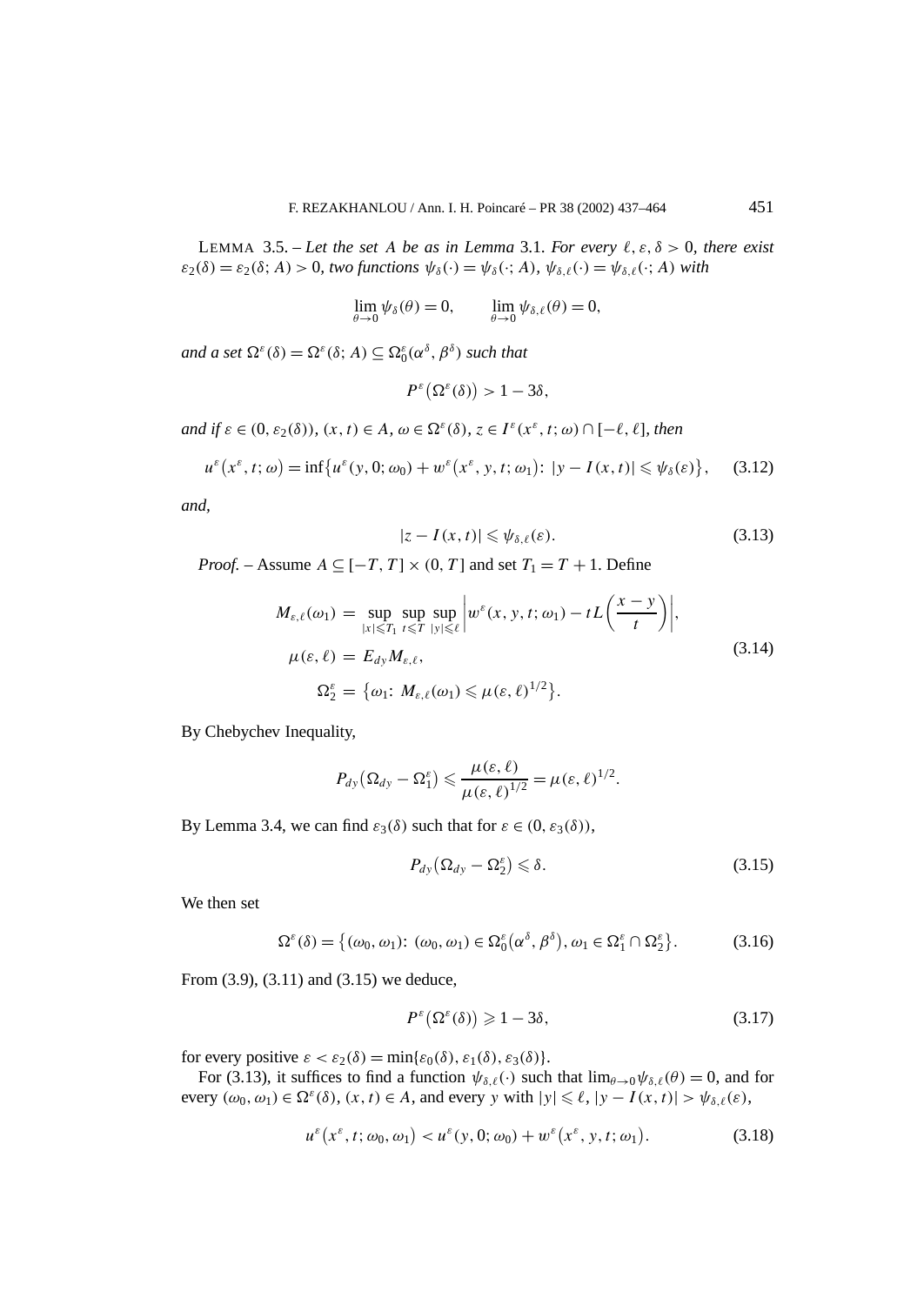LEMMA 3.5. – *Let the set $A$ be as in Lemma* 3.1. *For every $\ell, \varepsilon, \delta > 0$, there exist $\varepsilon_2(\delta) = \varepsilon_2(\delta; A) > 0$, two functions $\psi_\delta(\cdot) = \psi_\delta(\cdot; A)$, $\psi_{\delta,\ell}(\cdot) = \psi_{\delta,\ell}(\cdot; A)$ with*

$$\lim_{\theta\to 0} \psi_\delta(\theta) = 0, \qquad \lim_{\theta\to 0} \psi_{\delta,\ell}(\theta) = 0,$$

*and a set $\Omega^\varepsilon(\delta) = \Omega^\varepsilon(\delta; A) \subseteq \Omega_0^\varepsilon(\alpha^\delta, \beta^\delta)$ such that*

$$P^\varepsilon\big(\Omega^\varepsilon(\delta)\big) > 1 - 3\delta,$$

*and if $\varepsilon \in (0, \varepsilon_2(\delta))$, $(x,t) \in A$, $\omega \in \Omega^\varepsilon(\delta)$, $z \in I^\varepsilon(x^\varepsilon, t; \omega) \cap [-\ell, \ell]$, then*

$$u^\varepsilon\big(x^\varepsilon, t; \omega\big) = \inf\big\{u^\varepsilon(y, 0; \omega_0) + w^\varepsilon\big(x^\varepsilon, y, t; \omega_1\big) \colon |y - I(x,t)| \leqslant \psi_\delta(\varepsilon)\big\}, \qquad (3.12)$$

*and,*

$$|z - I(x,t)| \leqslant \psi_{\delta,\ell}(\varepsilon). \qquad (3.13)$$

*Proof.* – Assume $A \subseteq [-T, T] \times (0, T]$ and set $T_1 = T + 1$. Define

$$\begin{aligned} M_{\varepsilon,\ell}(\omega_1) &= \sup_{|x|\leqslant T_1} \sup_{t\leqslant T} \sup_{|y|\leqslant \ell} \left| w^\varepsilon(x, y, t; \omega_1) - tL\left(\frac{x-y}{t}\right)\right|, \\ \mu(\varepsilon, \ell) &= E_{dy} M_{\varepsilon,\ell}, \\ \Omega_2^\varepsilon &= \big\{\omega_1 \colon M_{\varepsilon,\ell}(\omega_1) \leqslant \mu(\varepsilon,\ell)^{1/2}\big\}. \end{aligned} \qquad (3.14)$$

By Chebychev Inequality,

$$P_{dy}\big(\Omega_{dy} - \Omega_1^\varepsilon\big) \leqslant \frac{\mu(\varepsilon,\ell)}{\mu(\varepsilon,\ell)^{1/2}} = \mu(\varepsilon,\ell)^{1/2}.$$

By Lemma 3.4, we can find $\varepsilon_3(\delta)$ such that for $\varepsilon \in (0, \varepsilon_3(\delta))$,

$$P_{dy}\big(\Omega_{dy} - \Omega_2^\varepsilon\big) \leqslant \delta. \qquad (3.15)$$

We then set

$$\Omega^\varepsilon(\delta) = \big\{(\omega_0, \omega_1) \colon (\omega_0, \omega_1) \in \Omega_0^\varepsilon\big(\alpha^\delta, \beta^\delta\big), \omega_1 \in \Omega_1^\varepsilon \cap \Omega_2^\varepsilon\big\}. \qquad (3.16)$$

From (3.9), (3.11) and (3.15) we deduce,

$$P^\varepsilon\big(\Omega^\varepsilon(\delta)\big) \geqslant 1 - 3\delta, \qquad (3.17)$$

for every positive $\varepsilon < \varepsilon_2(\delta) = \min\{\varepsilon_0(\delta), \varepsilon_1(\delta), \varepsilon_3(\delta)\}$.

For (3.13), it suffices to find a function $\psi_{\delta,\ell}(\cdot)$ such that $\lim_{\theta\to 0}\psi_{\delta,\ell}(\theta) = 0$, and for every $(\omega_0, \omega_1) \in \Omega^\varepsilon(\delta)$, $(x,t) \in A$, and every $y$ with $|y| \leqslant \ell$, $|y - I(x,t)| > \psi_{\delta,\ell}(\varepsilon)$,

$$u^\varepsilon\big(x^\varepsilon, t; \omega_0, \omega_1\big) < u^\varepsilon(y, 0; \omega_0) + w^\varepsilon\big(x^\varepsilon, y, t; \omega_1\big). \qquad (3.18)$$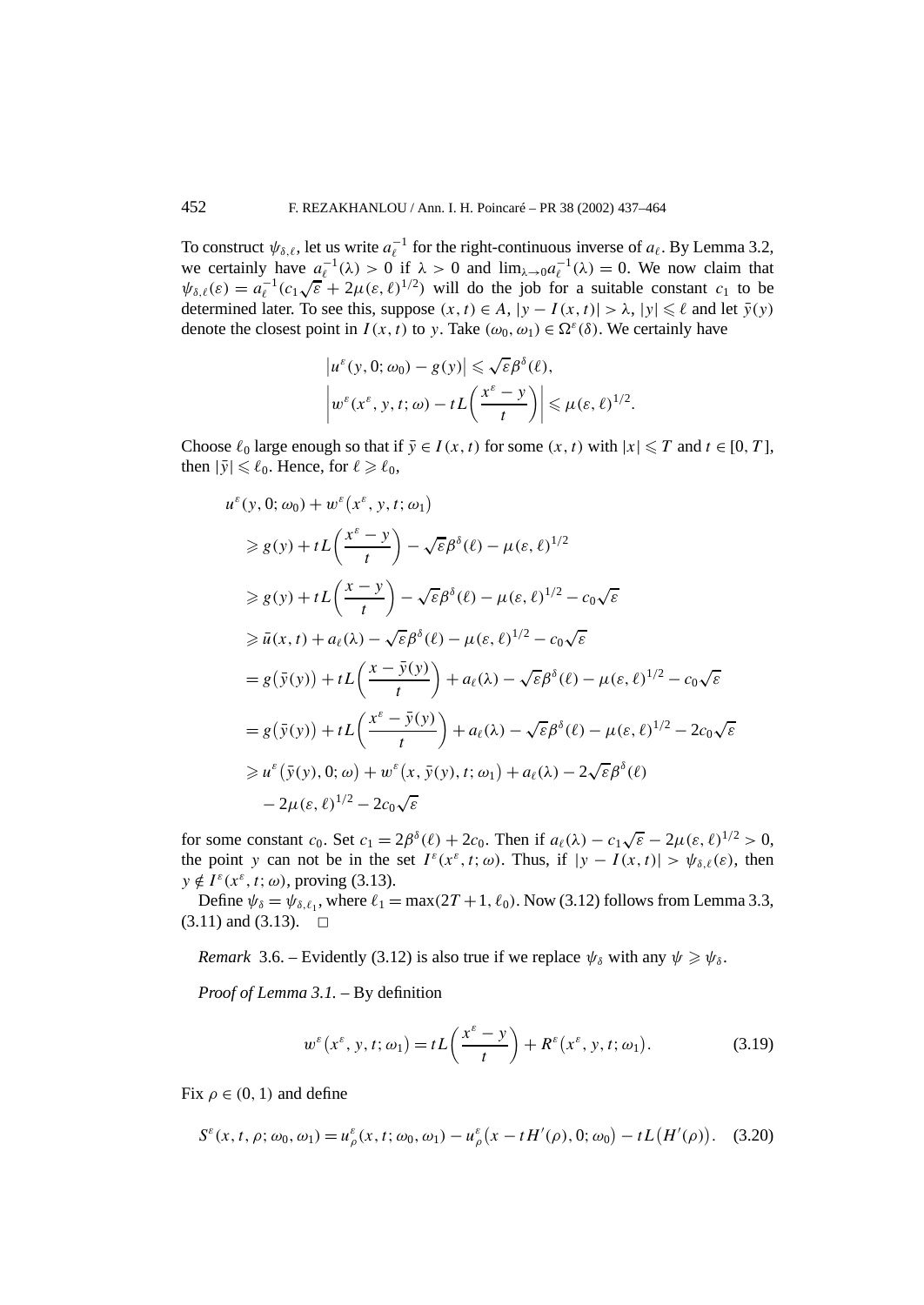To construct $\psi_{\delta,\ell}$, let us write $a_\ell^{-1}$ for the right-continuous inverse of $a_\ell$. By Lemma 3.2, we certainly have $a_\ell^{-1}(\lambda) > 0$ if $\lambda > 0$ and $\lim_{\lambda\to 0} a_\ell^{-1}(\lambda) = 0$. We now claim that $\psi_{\delta,\ell}(\varepsilon) = a_\ell^{-1}(c_1\sqrt{\varepsilon} + 2\mu(\varepsilon,\ell)^{1/2})$ will do the job for a suitable constant $c_1$ to be determined later. To see this, suppose $(x,t) \in A$, $|y - I(x,t)| > \lambda$, $|y| \leqslant \ell$ and let $\bar{y}(y)$ denote the closest point in $I(x,t)$ to $y$. Take $(\omega_0, \omega_1) \in \Omega^\varepsilon(\delta)$. We certainly have

$$
\begin{aligned}
&\left|u^\varepsilon(y,0;\omega_0) - g(y)\right| \leqslant \sqrt{\varepsilon}\beta^\delta(\ell),\\
&\left|w^\varepsilon(x^\varepsilon, y, t;\omega) - tL\left(\frac{x^\varepsilon - y}{t}\right)\right| \leqslant \mu(\varepsilon,\ell)^{1/2}.
\end{aligned}
$$

Choose $\ell_0$ large enough so that if $\bar{y} \in I(x,t)$ for some $(x,t)$ with $|x| \leqslant T$ and $t \in [0,T]$, then $|\bar{y}| \leqslant \ell_0$. Hence, for $\ell \geqslant \ell_0$,

$$
\begin{aligned}
&u^\varepsilon(y,0;\omega_0) + w^\varepsilon(x^\varepsilon, y, t;\omega_1)\\
&\quad\geqslant g(y) + tL\left(\frac{x^\varepsilon - y}{t}\right) - \sqrt{\varepsilon}\beta^\delta(\ell) - \mu(\varepsilon,\ell)^{1/2}\\
&\quad\geqslant g(y) + tL\left(\frac{x - y}{t}\right) - \sqrt{\varepsilon}\beta^\delta(\ell) - \mu(\varepsilon,\ell)^{1/2} - c_0\sqrt{\varepsilon}\\
&\quad\geqslant \bar{u}(x,t) + a_\ell(\lambda) - \sqrt{\varepsilon}\beta^\delta(\ell) - \mu(\varepsilon,\ell)^{1/2} - c_0\sqrt{\varepsilon}\\
&\quad= g\big(\bar{y}(y)\big) + tL\left(\frac{x - \bar{y}(y)}{t}\right) + a_\ell(\lambda) - \sqrt{\varepsilon}\beta^\delta(\ell) - \mu(\varepsilon,\ell)^{1/2} - c_0\sqrt{\varepsilon}\\
&\quad= g\big(\bar{y}(y)\big) + tL\left(\frac{x^\varepsilon - \bar{y}(y)}{t}\right) + a_\ell(\lambda) - \sqrt{\varepsilon}\beta^\delta(\ell) - \mu(\varepsilon,\ell)^{1/2} - 2c_0\sqrt{\varepsilon}\\
&\quad\geqslant u^\varepsilon\big(\bar{y}(y),0;\omega\big) + w^\varepsilon\big(x,\bar{y}(y),t;\omega_1\big) + a_\ell(\lambda) - 2\sqrt{\varepsilon}\beta^\delta(\ell)\\
&\qquad - 2\mu(\varepsilon,\ell)^{1/2} - 2c_0\sqrt{\varepsilon}
\end{aligned}
$$

for some constant $c_0$. Set $c_1 = 2\beta^\delta(\ell) + 2c_0$. Then if $a_\ell(\lambda) - c_1\sqrt{\varepsilon} - 2\mu(\varepsilon,\ell)^{1/2} > 0$, the point $y$ can not be in the set $I^\varepsilon(x^\varepsilon, t;\omega)$. Thus, if $|y - I(x,t)| > \psi_{\delta,\ell}(\varepsilon)$, then $y \notin I^\varepsilon(x^\varepsilon, t;\omega)$, proving (3.13).

Define $\psi_\delta = \psi_{\delta,\ell_1}$, where $\ell_1 = \max(2T+1, \ell_0)$. Now (3.12) follows from Lemma 3.3, (3.11) and (3.13). $\square$

*Remark* 3.6. – Evidently (3.12) is also true if we replace $\psi_\delta$ with any $\psi \geqslant \psi_\delta$.

*Proof of Lemma 3.1.* – By definition

$$
w^\varepsilon(x^\varepsilon, y, t;\omega_1) = tL\left(\frac{x^\varepsilon - y}{t}\right) + R^\varepsilon(x^\varepsilon, y, t;\omega_1). \tag{3.19}
$$

Fix $\rho \in (0,1)$ and define

$$
S^\varepsilon(x,t,\rho;\omega_0,\omega_1) = u^\varepsilon_\rho(x,t;\omega_0,\omega_1) - u^\varepsilon_\rho\big(x - tH'(\rho), 0;\omega_0\big) - tL\big(H'(\rho)\big). \tag{3.20}
$$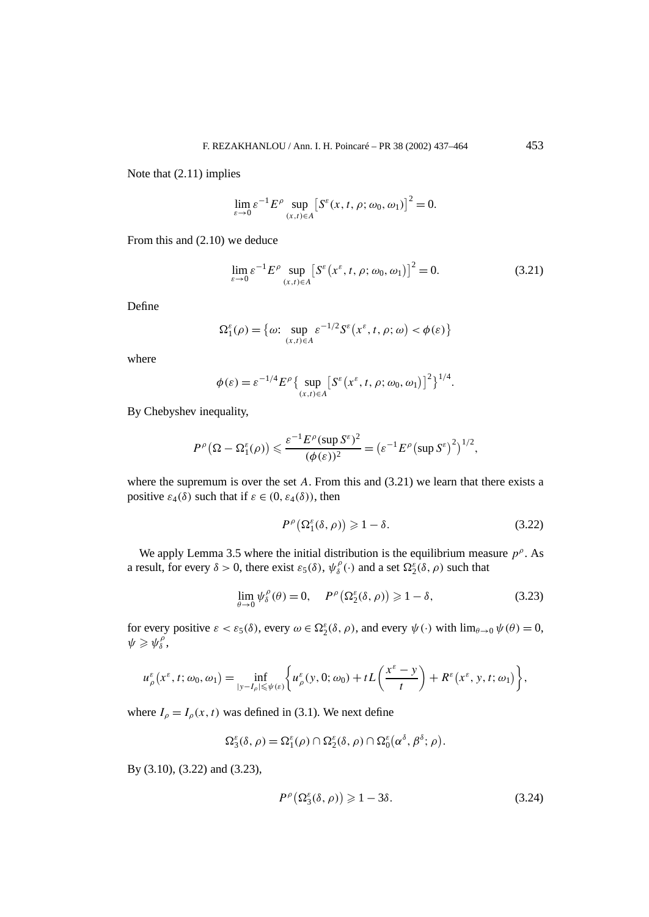Note that (2.11) implies

$$\lim_{\varepsilon\to 0}\varepsilon^{-1}E^{\rho}\sup_{(x,t)\in A}\left[S^{\varepsilon}(x,t,\rho;\omega_0,\omega_1)\right]^2=0.$$

From this and (2.10) we deduce

$$\lim_{\varepsilon\to 0}\varepsilon^{-1}E^{\rho}\sup_{(x,t)\in A}\left[S^{\varepsilon}\left(x^{\varepsilon},t,\rho;\omega_0,\omega_1\right)\right]^2=0. \tag{3.21}$$

Define

$$\Omega_1^{\varepsilon}(\rho)=\left\{\omega\colon \sup_{(x,t)\in A}\varepsilon^{-1/2}S^{\varepsilon}\left(x^{\varepsilon},t,\rho;\omega\right)<\phi(\varepsilon)\right\}$$

where

$$\phi(\varepsilon)=\varepsilon^{-1/4}E^{\rho}\left\{\sup_{(x,t)\in A}\left[S^{\varepsilon}\left(x^{\varepsilon},t,\rho;\omega_0,\omega_1\right)\right]^2\right\}^{1/4}.$$

By Chebyshev inequality,

$$P^{\rho}\left(\Omega-\Omega_1^{\varepsilon}(\rho)\right)\leqslant\frac{\varepsilon^{-1}E^{\rho}(\sup S^{\varepsilon})^2}{(\phi(\varepsilon))^2}=\left(\varepsilon^{-1}E^{\rho}\left(\sup S^{\varepsilon}\right)^2\right)^{1/2},$$

where the supremum is over the set $A$. From this and (3.21) we learn that there exists a positive $\varepsilon_4(\delta)$ such that if $\varepsilon\in(0,\varepsilon_4(\delta))$, then

$$P^{\rho}\left(\Omega_1^{\varepsilon}(\delta,\rho)\right)\geqslant 1-\delta. \tag{3.22}$$

We apply Lemma 3.5 where the initial distribution is the equilibrium measure $p^{\rho}$. As a result, for every $\delta>0$, there exist $\varepsilon_5(\delta)$, $\psi_{\delta}^{\rho}(\cdot)$ and a set $\Omega_2^{\varepsilon}(\delta,\rho)$ such that

$$\lim_{\theta\to 0}\psi_{\delta}^{\rho}(\theta)=0,\quad P^{\rho}\left(\Omega_2^{\varepsilon}(\delta,\rho)\right)\geqslant 1-\delta, \tag{3.23}$$

for every positive $\varepsilon<\varepsilon_5(\delta)$, every $\omega\in\Omega_2^{\varepsilon}(\delta,\rho)$, and every $\psi(\cdot)$ with $\lim_{\theta\to 0}\psi(\theta)=0$, $\psi\geqslant\psi_{\delta}^{\rho}$,

$$u_{\rho}^{\varepsilon}\left(x^{\varepsilon},t;\omega_0,\omega_1\right)=\inf_{|y-I_{\rho}|\leqslant\psi(\varepsilon)}\left\{u_{\rho}^{\varepsilon}(y,0;\omega_0)+tL\left(\frac{x^{\varepsilon}-y}{t}\right)+R^{\varepsilon}\left(x^{\varepsilon},y,t;\omega_1\right)\right\},$$

where $I_{\rho}=I_{\rho}(x,t)$ was defined in (3.1). We next define

$$\Omega_3^{\varepsilon}(\delta,\rho)=\Omega_1^{\varepsilon}(\rho)\cap\Omega_2^{\varepsilon}(\delta,\rho)\cap\Omega_0^{\varepsilon}\left(\alpha^{\delta},\beta^{\delta};\rho\right).$$

By (3.10), (3.22) and (3.23),

$$P^{\rho}\left(\Omega_3^{\varepsilon}(\delta,\rho)\right)\geqslant 1-3\delta. \tag{3.24}$$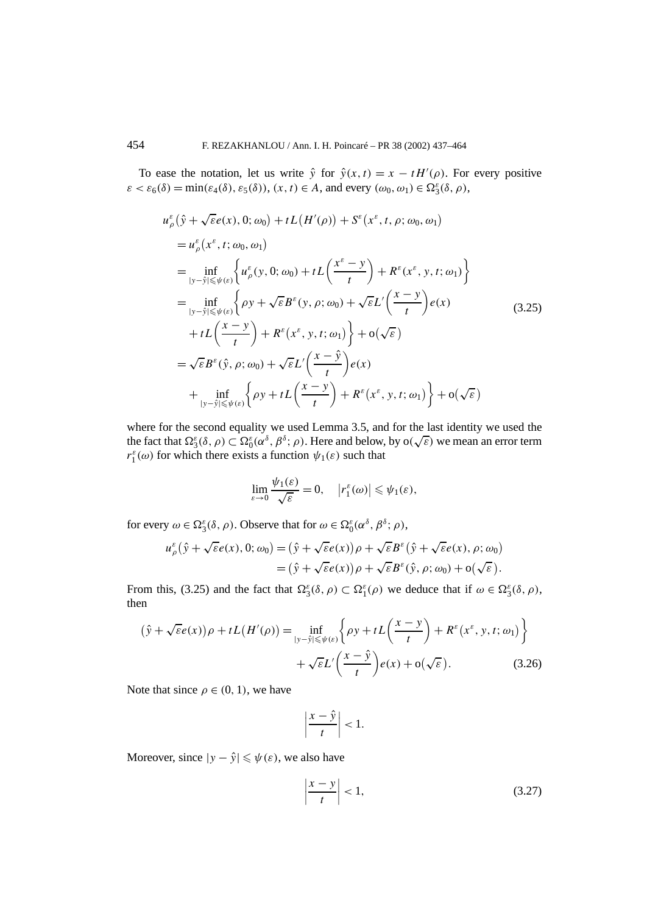To ease the notation, let us write $\hat{y}$ for $\hat{y}(x,t) = x - tH'(\rho)$. For every positive $\varepsilon < \varepsilon_6(\delta) = \min(\varepsilon_4(\delta), \varepsilon_5(\delta))$, $(x,t) \in A$, and every $(\omega_0, \omega_1) \in \Omega_3^\varepsilon(\delta, \rho)$,

$$
\begin{aligned}
&u_\rho^\varepsilon\big(\hat{y} + \sqrt{\varepsilon}e(x), 0; \omega_0\big) + tL\big(H'(\rho)\big) + S^\varepsilon\big(x^\varepsilon, t, \rho; \omega_0, \omega_1\big) \\
&\quad = u_\rho^\varepsilon\big(x^\varepsilon, t; \omega_0, \omega_1\big) \\
&\quad = \inf_{|y-\hat{y}| \leqslant \psi(\varepsilon)} \left\{ u_\rho^\varepsilon(y, 0; \omega_0) + tL\left(\frac{x^\varepsilon - y}{t}\right) + R^\varepsilon(x^\varepsilon, y, t; \omega_1) \right\} \\
&\quad = \inf_{|y-\hat{y}| \leqslant \psi(\varepsilon)} \left\{ \rho y + \sqrt{\varepsilon}B^\varepsilon(y, \rho; \omega_0) + \sqrt{\varepsilon}L'\left(\frac{x-y}{t}\right)e(x) \right. \\
&\qquad \left. + tL\left(\frac{x-y}{t}\right) + R^\varepsilon\big(x^\varepsilon, y, t; \omega_1\big) \right\} + \mathrm{o}\big(\sqrt{\varepsilon}\big) \\
&\quad = \sqrt{\varepsilon}B^\varepsilon(\hat{y}, \rho; \omega_0) + \sqrt{\varepsilon}L'\left(\frac{x-\hat{y}}{t}\right)e(x) \\
&\qquad + \inf_{|y-\hat{y}| \leqslant \psi(\varepsilon)} \left\{ \rho y + tL\left(\frac{x-y}{t}\right) + R^\varepsilon\big(x^\varepsilon, y, t; \omega_1\big) \right\} + \mathrm{o}\big(\sqrt{\varepsilon}\big)
\end{aligned} \tag{3.25}
$$

where for the second equality we used Lemma 3.5, and for the last identity we used the the fact that $\Omega_3^\varepsilon(\delta, \rho) \subset \Omega_0^\varepsilon(\alpha^\delta, \beta^\delta; \rho)$. Here and below, by $\mathrm{o}(\sqrt{\varepsilon})$ we mean an error term $r_1^\varepsilon(\omega)$ for which there exists a function $\psi_1(\varepsilon)$ such that

$$
\lim_{\varepsilon \to 0} \frac{\psi_1(\varepsilon)}{\sqrt{\varepsilon}} = 0, \quad \big|r_1^\varepsilon(\omega)\big| \leqslant \psi_1(\varepsilon),
$$

for every $\omega \in \Omega_3^\varepsilon(\delta, \rho)$. Observe that for $\omega \in \Omega_0^\varepsilon(\alpha^\delta, \beta^\delta; \rho)$,

$$
\begin{aligned}
u_\rho^\varepsilon\big(\hat{y} + \sqrt{\varepsilon}e(x), 0; \omega_0\big) &= \big(\hat{y} + \sqrt{\varepsilon}e(x)\big)\rho + \sqrt{\varepsilon}B^\varepsilon\big(\hat{y} + \sqrt{\varepsilon}e(x), \rho; \omega_0\big) \\
&= \big(\hat{y} + \sqrt{\varepsilon}e(x)\big)\rho + \sqrt{\varepsilon}B^\varepsilon(\hat{y}, \rho; \omega_0) + \mathrm{o}\big(\sqrt{\varepsilon}\big).
\end{aligned}
$$

From this, (3.25) and the fact that $\Omega_3^\varepsilon(\delta, \rho) \subset \Omega_1^\varepsilon(\rho)$ we deduce that if $\omega \in \Omega_3^\varepsilon(\delta, \rho)$, then

$$
\begin{aligned}
\big(\hat{y} + \sqrt{\varepsilon}e(x)\big)\rho + tL\big(H'(\rho)\big) &= \inf_{|y-\hat{y}| \leqslant \psi(\varepsilon)} \left\{ \rho y + tL\left(\frac{x-y}{t}\right) + R^\varepsilon\big(x^\varepsilon, y, t; \omega_1\big) \right\} \\
&\quad + \sqrt{\varepsilon}L'\left(\frac{x-\hat{y}}{t}\right)e(x) + \mathrm{o}\big(\sqrt{\varepsilon}\big).
\end{aligned} \tag{3.26}
$$

Note that since $\rho \in (0,1)$, we have

$$
\left|\frac{x-\hat{y}}{t}\right| < 1.
$$

Moreover, since $|y - \hat{y}| \leqslant \psi(\varepsilon)$, we also have

$$
\left|\frac{x-y}{t}\right| < 1, \tag{3.27}
$$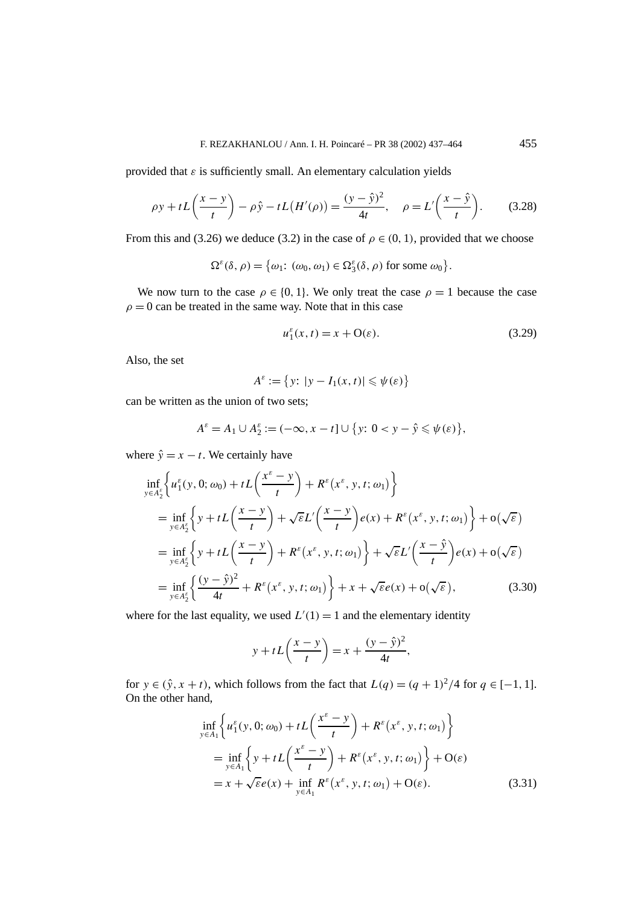provided that $\varepsilon$ is sufficiently small. An elementary calculation yields

$$\rho y + tL\left(\frac{x-y}{t}\right) - \rho\hat{y} - tL\big(H'(\rho)\big) = \frac{(y-\hat{y})^2}{4t}, \quad \rho = L'\left(\frac{x-\hat{y}}{t}\right). \tag{3.28}$$

From this and (3.26) we deduce (3.2) in the case of $\rho \in (0,1)$, provided that we choose

$$\Omega^\varepsilon(\delta,\rho) = \big\{\omega_1\colon (\omega_0,\omega_1) \in \Omega_3^\varepsilon(\delta,\rho) \text{ for some } \omega_0\big\}.$$

We now turn to the case $\rho \in \{0,1\}$. We only treat the case $\rho = 1$ because the case $\rho = 0$ can be treated in the same way. Note that in this case

$$u_1^\varepsilon(x,t) = x + \mathrm{O}(\varepsilon). \tag{3.29}$$

Also, the set

$$A^\varepsilon := \big\{y\colon |y - I_1(x,t)| \leqslant \psi(\varepsilon)\big\}$$

can be written as the union of two sets;

$$A^\varepsilon = A_1 \cup A_2^\varepsilon := (-\infty, x-t] \cup \big\{y\colon 0 < y - \hat{y} \leqslant \psi(\varepsilon)\big\},$$

where $\hat{y} = x - t$. We certainly have

$$\begin{aligned}
&\inf_{y\in A_2^\varepsilon}\left\{u_1^\varepsilon(y,0;\omega_0) + tL\left(\frac{x^\varepsilon - y}{t}\right) + R^\varepsilon\big(x^\varepsilon, y, t;\omega_1\big)\right\} \\
&\quad = \inf_{y\in A_2^\varepsilon}\left\{y + tL\left(\frac{x-y}{t}\right) + \sqrt{\varepsilon}L'\left(\frac{x-y}{t}\right)e(x) + R^\varepsilon\big(x^\varepsilon, y, t;\omega_1\big)\right\} + \mathrm{o}\big(\sqrt{\varepsilon}\big) \\
&\quad = \inf_{y\in A_2^\varepsilon}\left\{y + tL\left(\frac{x-y}{t}\right) + R^\varepsilon\big(x^\varepsilon, y, t;\omega_1\big)\right\} + \sqrt{\varepsilon}L'\left(\frac{x-\hat{y}}{t}\right)e(x) + \mathrm{o}\big(\sqrt{\varepsilon}\big) \\
&\quad = \inf_{y\in A_2^\varepsilon}\left\{\frac{(y-\hat{y})^2}{4t} + R^\varepsilon\big(x^\varepsilon, y, t;\omega_1\big)\right\} + x + \sqrt{\varepsilon}e(x) + \mathrm{o}\big(\sqrt{\varepsilon}\big),
\end{aligned} \tag{3.30}$$

where for the last equality, we used $L'(1) = 1$ and the elementary identity

$$y + tL\left(\frac{x-y}{t}\right) = x + \frac{(y-\hat{y})^2}{4t},$$

for $y \in (\hat{y}, x+t)$, which follows from the fact that $L(q) = (q+1)^2/4$ for $q \in [-1,1]$. On the other hand,

$$\begin{aligned}
&\inf_{y\in A_1}\left\{u_1^\varepsilon(y,0;\omega_0) + tL\left(\frac{x^\varepsilon - y}{t}\right) + R^\varepsilon\big(x^\varepsilon, y, t;\omega_1\big)\right\} \\
&\quad = \inf_{y\in A_1}\left\{y + tL\left(\frac{x^\varepsilon - y}{t}\right) + R^\varepsilon\big(x^\varepsilon, y, t;\omega_1\big)\right\} + \mathrm{O}(\varepsilon) \\
&\quad = x + \sqrt{\varepsilon}e(x) + \inf_{y\in A_1} R^\varepsilon\big(x^\varepsilon, y, t;\omega_1\big) + \mathrm{O}(\varepsilon).
\end{aligned} \tag{3.31}$$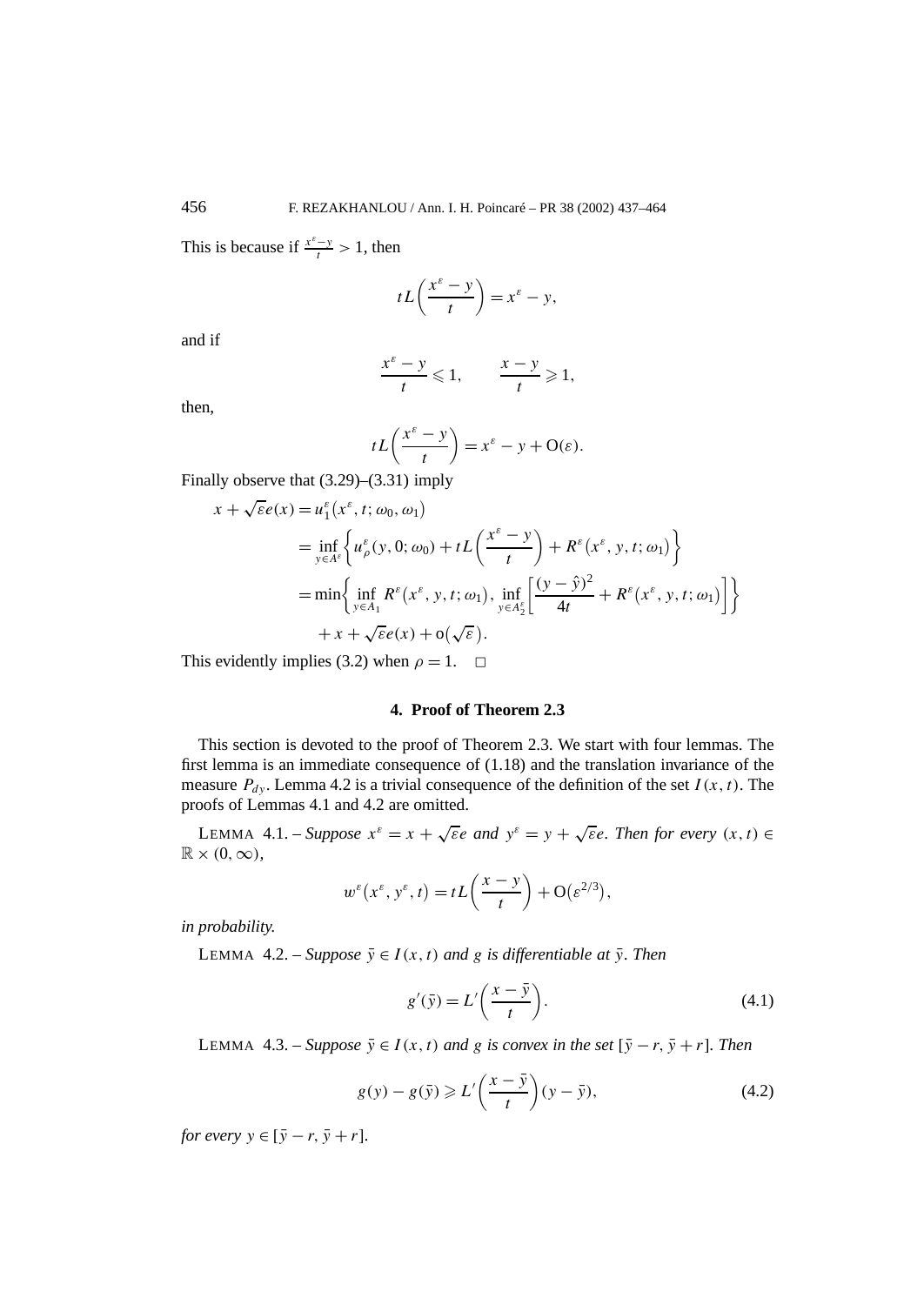This is because if $\frac{x^\varepsilon - y}{t} > 1$, then

$$tL\left(\frac{x^\varepsilon - y}{t}\right) = x^\varepsilon - y,$$

and if

$$\frac{x^\varepsilon - y}{t} \leqslant 1, \qquad \frac{x - y}{t} \geqslant 1,$$

then,

$$tL\left(\frac{x^\varepsilon - y}{t}\right) = x^\varepsilon - y + \mathrm{O}(\varepsilon).$$

Finally observe that (3.29)–(3.31) imply

$$\begin{aligned}
x + \sqrt{\varepsilon}e(x) &= u_1^\varepsilon\left(x^\varepsilon, t; \omega_0, \omega_1\right) \\
&= \inf_{y \in A^\varepsilon}\left\{u_\rho^\varepsilon(y, 0; \omega_0) + tL\left(\frac{x^\varepsilon - y}{t}\right) + R^\varepsilon\left(x^\varepsilon, y, t; \omega_1\right)\right\} \\
&= \min\left\{\inf_{y \in A_1} R^\varepsilon\left(x^\varepsilon, y, t; \omega_1\right), \inf_{y \in A_2^\varepsilon}\left[\frac{(y - \hat{y})^2}{4t} + R^\varepsilon\left(x^\varepsilon, y, t; \omega_1\right)\right]\right\} \\
&\quad + x + \sqrt{\varepsilon}e(x) + \mathrm{o}\left(\sqrt{\varepsilon}\right).
\end{aligned}$$

This evidently implies (3.2) when $\rho = 1$. $\square$

## 4. Proof of Theorem 2.3

This section is devoted to the proof of Theorem 2.3. We start with four lemmas. The first lemma is an immediate consequence of (1.18) and the translation invariance of the measure $P_{dy}$. Lemma 4.2 is a trivial consequence of the definition of the set $I(x, t)$. The proofs of Lemmas 4.1 and 4.2 are omitted.

LEMMA 4.1. – *Suppose $x^\varepsilon = x + \sqrt{\varepsilon}e$ and $y^\varepsilon = y + \sqrt{\varepsilon}e$. Then for every $(x, t) \in \mathbb{R} \times (0, \infty)$,*

$$w^\varepsilon\left(x^\varepsilon, y^\varepsilon, t\right) = tL\left(\frac{x - y}{t}\right) + \mathrm{O}\left(\varepsilon^{2/3}\right),$$

*in probability.*

LEMMA 4.2. – *Suppose $\bar{y} \in I(x, t)$ and $g$ is differentiable at $\bar{y}$. Then*

$$g'(\bar{y}) = L'\left(\frac{x - \bar{y}}{t}\right). \tag{4.1}$$

LEMMA 4.3. – *Suppose $\bar{y} \in I(x, t)$ and $g$ is convex in the set $[\bar{y} - r, \bar{y} + r]$. Then*

$$g(y) - g(\bar{y}) \geqslant L'\left(\frac{x - \bar{y}}{t}\right)(y - \bar{y}), \tag{4.2}$$

*for every $y \in [\bar{y} - r, \bar{y} + r]$.*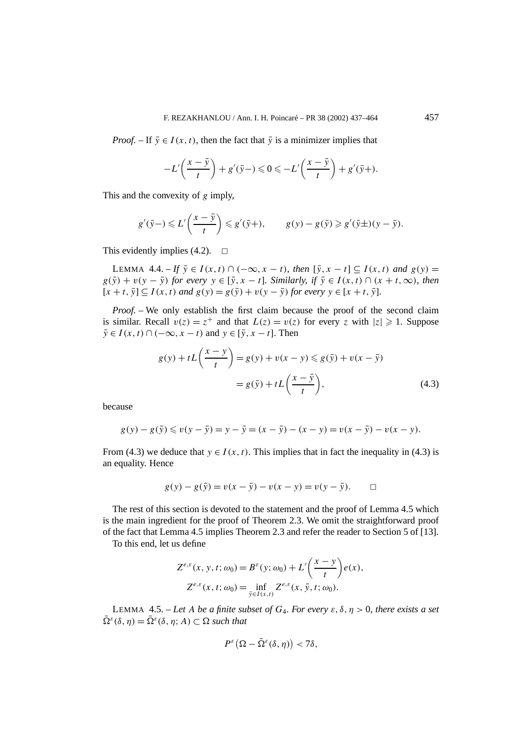*Proof.* – If $\bar{y} \in I(x,t)$, then the fact that $\bar{y}$ is a minimizer implies that

$$-L'\left(\frac{x-\bar{y}}{t}\right) + g'(\bar{y}-) \leqslant 0 \leqslant -L'\left(\frac{x-\bar{y}}{t}\right) + g'(\bar{y}+).$$

This and the convexity of $g$ imply,

$$g'(\bar{y}-) \leqslant L'\left(\frac{x-\bar{y}}{t}\right) \leqslant g'(\bar{y}+), \qquad g(y) - g(\bar{y}) \geqslant g'(\bar{y}\pm)(y-\bar{y}).$$

This evidently implies (4.2). $\square$

LEMMA 4.4. – *If $\bar{y} \in I(x,t) \cap (-\infty, x-t)$, then $[\bar{y}, x-t] \subseteq I(x,t)$ and $g(y) = g(\bar{y}) + v(y-\bar{y})$ for every $y \in [\bar{y}, x-t]$. Similarly, if $\bar{y} \in I(x,t) \cap (x+t, \infty)$, then $[x+t, \bar{y}] \subseteq I(x,t)$ and $g(y) = g(\bar{y}) + v(y-\bar{y})$ for every $y \in [x+t, \bar{y}]$.*

*Proof.* – We only establish the first claim because the proof of the second claim is similar. Recall $v(z) = z^+$ and that $L(z) = v(z)$ for every $z$ with $|z| \geqslant 1$. Suppose $\bar{y} \in I(x,t) \cap (-\infty, x-t)$ and $y \in [\bar{y}, x-t]$. Then

$$\begin{aligned} g(y) + tL\left(\frac{x-y}{t}\right) &= g(y) + v(x-y) \leqslant g(\bar{y}) + v(x-\bar{y}) \\ &= g(\bar{y}) + tL\left(\frac{x-\bar{y}}{t}\right), \end{aligned} \tag{4.3}$$

because

$$g(y) - g(\bar{y}) \leqslant v(y-\bar{y}) = y - \bar{y} = (x-\bar{y}) - (x-y) = v(x-\bar{y}) - v(x-y).$$

From (4.3) we deduce that $y \in I(x,t)$. This implies that in fact the inequality in (4.3) is an equality. Hence

$$g(y) - g(\bar{y}) = v(x-\bar{y}) - v(x-y) = v(y-\bar{y}). \qquad \square$$

The rest of this section is devoted to the statement and the proof of Lemma 4.5 which is the main ingredient for the proof of Theorem 2.3. We omit the straightforward proof of the fact that Lemma 4.5 implies Theorem 2.3 and refer the reader to Section 5 of [13].

To this end, let us define

$$Z^{e,\varepsilon}(x,y,t;\omega_0) = B^\varepsilon(y;\omega_0) + L'\left(\frac{x-y}{t}\right)e(x),$$
$$Z^{e,\varepsilon}(x,t;\omega_0) = \inf_{\bar{y} \in I(x,t)} Z^{e,\varepsilon}(x,\bar{y},t;\omega_0).$$

LEMMA 4.5. – *Let $A$ be a finite subset of $G_4$. For every $\varepsilon, \delta, \eta > 0$, there exists a set $\bar{\Omega}^\varepsilon(\delta,\eta) = \bar{\Omega}^\varepsilon(\delta,\eta;A) \subset \Omega$ such that*

$$P^\varepsilon\big(\Omega - \bar{\Omega}^\varepsilon(\delta,\eta)\big) < 7\delta,$$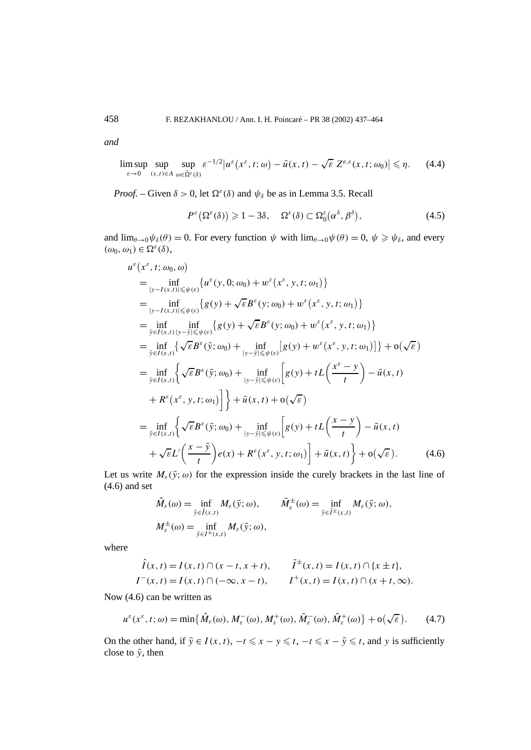*and*

$$\limsup_{\varepsilon\to 0}\sup_{(x,t)\in A}\sup_{\omega\in\tilde{\Omega}^{\varepsilon}(\delta)}\varepsilon^{-1/2}\big|u^{\varepsilon}\big(x^{\varepsilon},t;\omega\big)-\bar{u}(x,t)-\sqrt{\varepsilon}\,Z^{e,\varepsilon}(x,t;\omega_0)\big|\leqslant\eta. \tag{4.4}$$

*Proof.* – Given $\delta>0$, let $\Omega^{\varepsilon}(\delta)$ and $\psi_{\delta}$ be as in Lemma 3.5. Recall

$$P^{\varepsilon}\big(\Omega^{\varepsilon}(\delta)\big)\geqslant 1-3\delta,\quad \Omega^{\varepsilon}(\delta)\subset\Omega_0^{\varepsilon}\big(\alpha^{\delta},\beta^{\delta}\big), \tag{4.5}$$

and $\lim_{\theta\to 0}\psi_{\delta}(\theta)=0$. For every function $\psi$ with $\lim_{\theta\to 0}\psi(\theta)=0$, $\psi\geqslant\psi_{\delta}$, and every $(\omega_0,\omega_1)\in\Omega^{\varepsilon}(\delta)$,

$$\begin{aligned}
&u^{\varepsilon}\big(x^{\varepsilon},t;\omega_0,\omega\big)\\
&=\inf_{|y-I(x,t)|\leqslant\psi(\varepsilon)}\big\{u^{\varepsilon}(y,0;\omega_0)+w^{\varepsilon}\big(x^{\varepsilon},y,t;\omega_1\big)\big\}\\
&=\inf_{|y-I(x,t)|\leqslant\psi(\varepsilon)}\big\{g(y)+\sqrt{\varepsilon}B^{\varepsilon}(y;\omega_0)+w^{\varepsilon}\big(x^{\varepsilon},y,t;\omega_1\big)\big\}\\
&=\inf_{\bar{y}\in I(x,t)}\inf_{|y-\bar{y}|\leqslant\psi(\varepsilon)}\big\{g(y)+\sqrt{\varepsilon}B^{\varepsilon}(y;\omega_0)+w^{\varepsilon}\big(x^{\varepsilon},y,t;\omega_1\big)\big\}\\
&=\inf_{\bar{y}\in I(x,t)}\big\{\sqrt{\varepsilon}B^{\varepsilon}(\bar{y};\omega_0)+\inf_{|y-\bar{y}|\leqslant\psi(\varepsilon)}\big[g(y)+w^{\varepsilon}\big(x^{\varepsilon},y,t;\omega_1\big)\big]\big\}+\mathrm{o}\big(\sqrt{\varepsilon}\big)\\
&=\inf_{\bar{y}\in I(x,t)}\bigg\{\sqrt{\varepsilon}B^{\varepsilon}(\bar{y};\omega_0)+\inf_{|y-\bar{y}|\leqslant\psi(\varepsilon)}\bigg[g(y)+tL\bigg(\frac{x^{\varepsilon}-y}{t}\bigg)-\bar{u}(x,t)\\
&\quad+R^{\varepsilon}\big(x^{\varepsilon},y,t;\omega_1\big)\bigg]\bigg\}+\bar{u}(x,t)+\mathrm{o}\big(\sqrt{\varepsilon}\big)\\
&=\inf_{\bar{y}\in I(x,t)}\bigg\{\sqrt{\varepsilon}B^{\varepsilon}(\bar{y};\omega_0)+\inf_{|y-\bar{y}|\leqslant\psi(\varepsilon)}\bigg[g(y)+tL\bigg(\frac{x-y}{t}\bigg)-\bar{u}(x,t)\\
&\quad+\sqrt{\varepsilon}L'\bigg(\frac{x-\bar{y}}{t}\bigg)e(x)+R^{\varepsilon}\big(x^{\varepsilon},y,t;\omega_1\big)\bigg]+\bar{u}(x,t)\bigg\}+\mathrm{o}\big(\sqrt{\varepsilon}\big).
\end{aligned} \tag{4.6}$$

Let us write $M_{\varepsilon}(\bar{y};\omega)$ for the expression inside the curely brackets in the last line of (4.6) and set

$$\hat{M}_{\varepsilon}(\omega)=\inf_{\bar{y}\in\hat{I}(x,t)}M_{\varepsilon}(\bar{y};\omega),\qquad \tilde{M}_{\varepsilon}^{\pm}(\omega)=\inf_{\bar{y}\in\tilde{I}^{\pm}(x,t)}M_{\varepsilon}(\bar{y};\omega),$$
$$M_{\varepsilon}^{\pm}(\omega)=\inf_{\bar{y}\in I^{\pm}(x,t)}M_{\varepsilon}(\bar{y};\omega),$$

where

$$\hat{I}(x,t)=I(x,t)\cap(x-t,x+t),\qquad \tilde{I}^{\pm}(x,t)=I(x,t)\cap\{x\pm t\},$$
$$I^{-}(x,t)=I(x,t)\cap(-\infty,x-t),\qquad I^{+}(x,t)=I(x,t)\cap(x+t,\infty).$$

Now (4.6) can be written as

$$u^{\varepsilon}(x^{\varepsilon},t;\omega)=\min\big\{\hat{M}_{\varepsilon}(\omega),M_{\varepsilon}^{-}(\omega),M_{\varepsilon}^{+}(\omega),\tilde{M}_{\varepsilon}^{-}(\omega),\tilde{M}_{\varepsilon}^{+}(\omega)\big\}+\mathrm{o}\big(\sqrt{\varepsilon}\big). \tag{4.7}$$

On the other hand, if $\bar{y}\in I(x,t)$, $-t\leqslant x-y\leqslant t$, $-t\leqslant x-\bar{y}\leqslant t$, and $y$ is sufficiently close to $\bar{y}$, then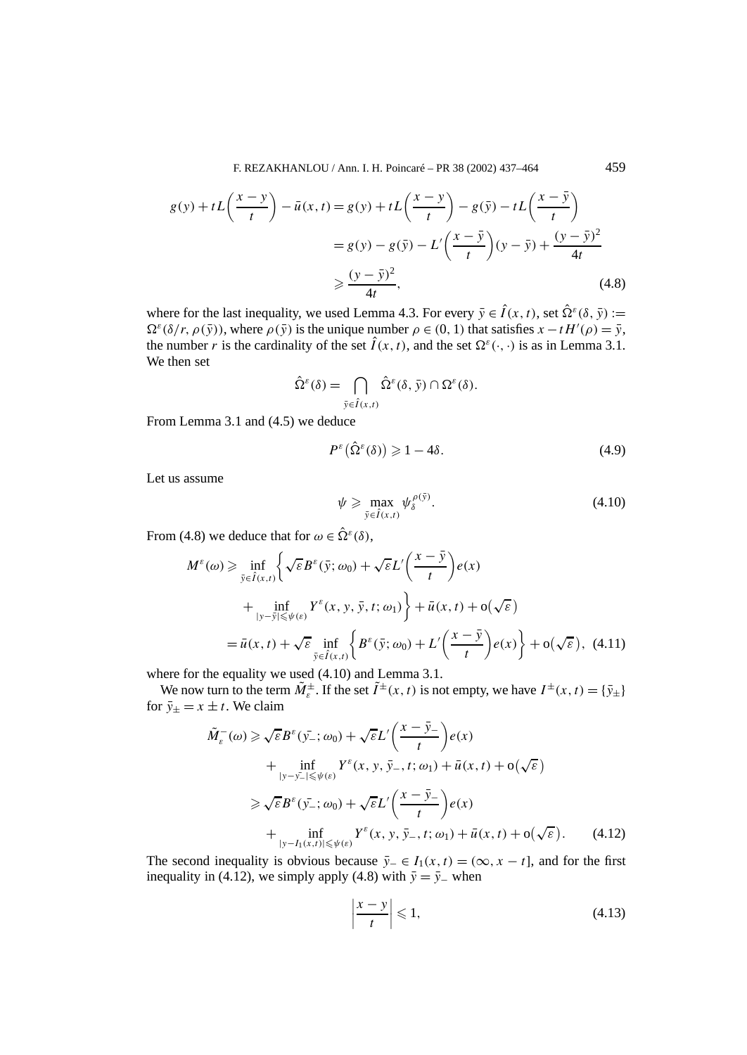$$
\begin{aligned}
g(y) + tL\left(\frac{x-y}{t}\right) - \bar{u}(x,t) &= g(y) + tL\left(\frac{x-y}{t}\right) - g(\bar{y}) - tL\left(\frac{x-\bar{y}}{t}\right) \\
&= g(y) - g(\bar{y}) - L'\left(\frac{x-\bar{y}}{t}\right)(y-\bar{y}) + \frac{(y-\bar{y})^2}{4t} \\
&\geqslant \frac{(y-\bar{y})^2}{4t},
\end{aligned} \tag{4.8}
$$

where for the last inequality, we used Lemma 4.3. For every $\bar{y} \in \hat{I}(x,t)$, set $\hat{\Omega}^\varepsilon(\delta, \bar{y}) := \Omega^\varepsilon(\delta/r, \rho(\bar{y}))$, where $\rho(\bar{y})$ is the unique number $\rho \in (0,1)$ that satisfies $x - tH'(\rho) = \bar{y}$, the number $r$ is the cardinality of the set $\hat{I}(x,t)$, and the set $\Omega^\varepsilon(\cdot,\cdot)$ is as in Lemma 3.1. We then set

$$
\hat{\Omega}^\varepsilon(\delta) = \bigcap_{\bar{y} \in \hat{I}(x,t)} \hat{\Omega}^\varepsilon(\delta, \bar{y}) \cap \Omega^\varepsilon(\delta).
$$

From Lemma 3.1 and (4.5) we deduce

$$
P^\varepsilon\big(\hat{\Omega}^\varepsilon(\delta)\big) \geqslant 1 - 4\delta. \tag{4.9}
$$

Let us assume

$$
\psi \geqslant \max_{\bar{y} \in \hat{I}(x,t)} \psi_\delta^{\rho(\bar{y})}. \tag{4.10}
$$

From (4.8) we deduce that for $\omega \in \hat{\Omega}^\varepsilon(\delta)$,

$$
\begin{aligned}
M^\varepsilon(\omega) &\geqslant \inf_{\bar{y} \in \hat{I}(x,t)} \bigg\{ \sqrt{\varepsilon} B^\varepsilon(\bar{y}; \omega_0) + \sqrt{\varepsilon} L'\left(\frac{x-\bar{y}}{t}\right) e(x) \\
&\quad + \inf_{|y-\bar{y}| \leqslant \psi(\varepsilon)} Y^\varepsilon(x, y, \bar{y}, t; \omega_1) \bigg\} + \bar{u}(x,t) + \mathrm{o}\big(\sqrt{\varepsilon}\big) \\
&= \bar{u}(x,t) + \sqrt{\varepsilon} \inf_{\bar{y} \in \hat{I}(x,t)} \bigg\{ B^\varepsilon(\bar{y}; \omega_0) + L'\left(\frac{x-\bar{y}}{t}\right) e(x) \bigg\} + \mathrm{o}\big(\sqrt{\varepsilon}\big),
\end{aligned} \tag{4.11}
$$

where for the equality we used (4.10) and Lemma 3.1.

We now turn to the term $\tilde{M}_\varepsilon^\pm$. If the set $\tilde{I}^\pm(x,t)$ is not empty, we have $I^\pm(x,t) = \{\bar{y}_\pm\}$ for $\bar{y}_\pm = x \pm t$. We claim

$$
\begin{aligned}
\tilde{M}_\varepsilon^-(\omega) &\geqslant \sqrt{\varepsilon} B^\varepsilon(\bar{y}_-; \omega_0) + \sqrt{\varepsilon} L'\left(\frac{x-\bar{y}_-}{t}\right) e(x) \\
&\quad + \inf_{|y-\bar{y}_-| \leqslant \psi(\varepsilon)} Y^\varepsilon(x, y, \bar{y}_-, t; \omega_1) + \bar{u}(x,t) + \mathrm{o}\big(\sqrt{\varepsilon}\big) \\
&\geqslant \sqrt{\varepsilon} B^\varepsilon(\bar{y}_-; \omega_0) + \sqrt{\varepsilon} L'\left(\frac{x-\bar{y}_-}{t}\right) e(x) \\
&\quad + \inf_{|y-I_1(x,t)| \leqslant \psi(\varepsilon)} Y^\varepsilon(x, y, \bar{y}_-, t; \omega_1) + \bar{u}(x,t) + \mathrm{o}\big(\sqrt{\varepsilon}\big).
\end{aligned} \tag{4.12}
$$

The second inequality is obvious because $\bar{y}_- \in I_1(x,t) = (\infty, x - t]$, and for the first inequality in (4.12), we simply apply (4.8) with $\bar{y} = \bar{y}_-$ when

$$
\left| \frac{x-y}{t} \right| \leqslant 1, \tag{4.13}
$$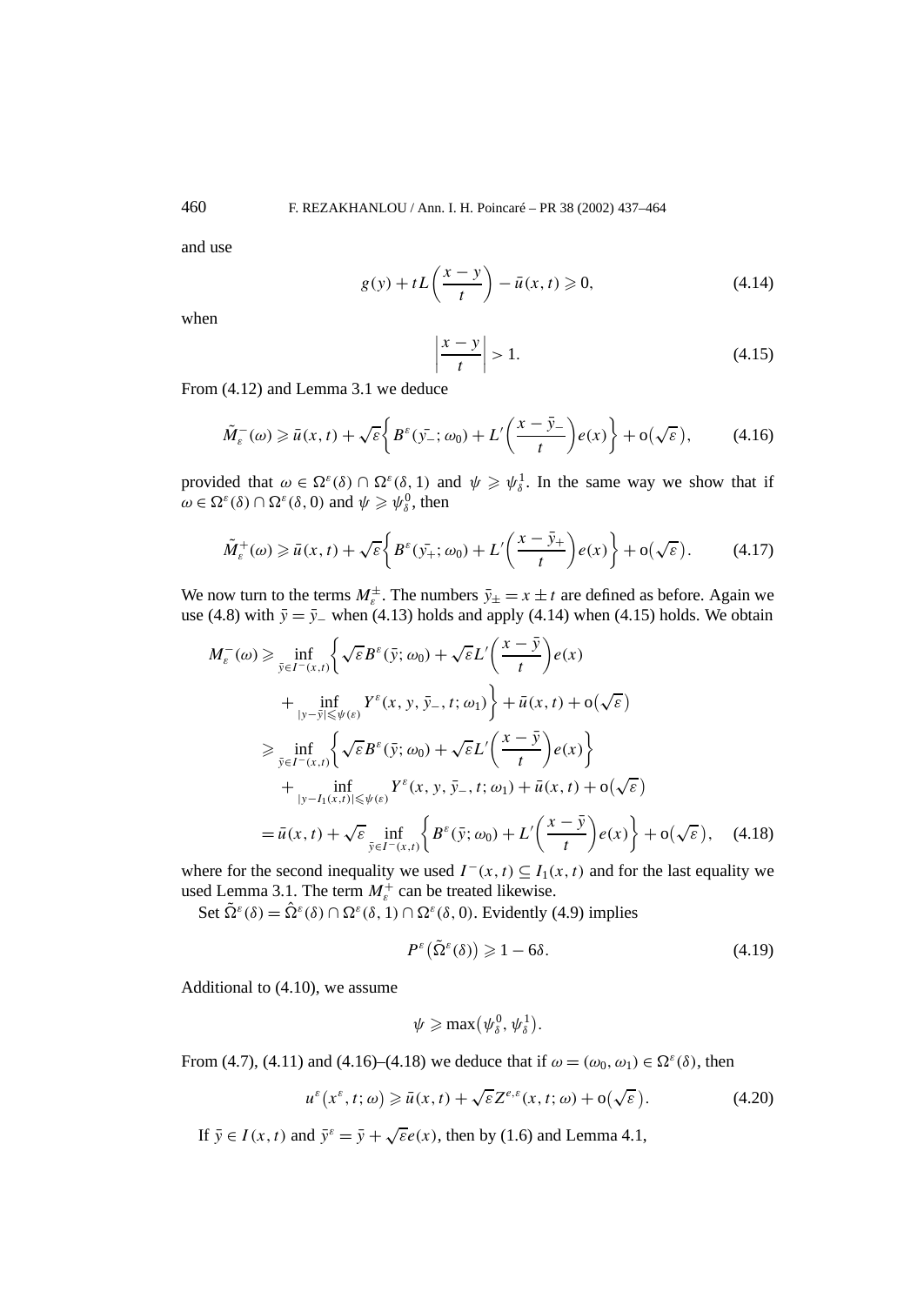and use

$$g(y) + tL\left(\frac{x-y}{t}\right) - \bar{u}(x,t) \geqslant 0, \tag{4.14}$$

when

$$\left|\frac{x-y}{t}\right| > 1. \tag{4.15}$$

From (4.12) and Lemma 3.1 we deduce

$$\tilde{M}_\varepsilon^-(\omega) \geqslant \bar{u}(x,t) + \sqrt{\varepsilon}\left\{B^\varepsilon(\bar{y_-};\omega_0) + L'\left(\frac{x-\bar{y}_-}{t}\right)e(x)\right\} + \mathrm{o}\left(\sqrt{\varepsilon}\right), \tag{4.16}$$

provided that $\omega \in \Omega^\varepsilon(\delta) \cap \Omega^\varepsilon(\delta, 1)$ and $\psi \geqslant \psi_\delta^1$. In the same way we show that if $\omega \in \Omega^\varepsilon(\delta) \cap \Omega^\varepsilon(\delta, 0)$ and $\psi \geqslant \psi_\delta^0$, then

$$\tilde{M}_\varepsilon^+(\omega) \geqslant \bar{u}(x,t) + \sqrt{\varepsilon}\left\{B^\varepsilon(\bar{y_+};\omega_0) + L'\left(\frac{x-\bar{y}_+}{t}\right)e(x)\right\} + \mathrm{o}\left(\sqrt{\varepsilon}\right). \tag{4.17}$$

We now turn to the terms $M_\varepsilon^\pm$. The numbers $\bar{y}_\pm = x \pm t$ are defined as before. Again we use (4.8) with $\bar{y} = \bar{y}_-$ when (4.13) holds and apply (4.14) when (4.15) holds. We obtain

$$\begin{aligned}
M_\varepsilon^-(\omega) &\geqslant \inf_{\bar{y}\in I^-(x,t)}\left\{\sqrt{\varepsilon}B^\varepsilon(\bar{y};\omega_0) + \sqrt{\varepsilon}L'\left(\frac{x-\bar{y}}{t}\right)e(x)\right. \\
&\quad \left. + \inf_{|y-\bar{y}|\leqslant\psi(\varepsilon)} Y^\varepsilon(x,y,\bar{y}_-,t;\omega_1)\right\} + \bar{u}(x,t) + \mathrm{o}\left(\sqrt{\varepsilon}\right) \\
&\geqslant \inf_{\bar{y}\in I^-(x,t)}\left\{\sqrt{\varepsilon}B^\varepsilon(\bar{y};\omega_0) + \sqrt{\varepsilon}L'\left(\frac{x-\bar{y}}{t}\right)e(x)\right\} \\
&\quad + \inf_{|y-I_1(x,t)|\leqslant\psi(\varepsilon)} Y^\varepsilon(x,y,\bar{y}_-,t;\omega_1) + \bar{u}(x,t) + \mathrm{o}\left(\sqrt{\varepsilon}\right) \\
&= \bar{u}(x,t) + \sqrt{\varepsilon}\inf_{\bar{y}\in I^-(x,t)}\left\{B^\varepsilon(\bar{y};\omega_0) + L'\left(\frac{x-\bar{y}}{t}\right)e(x)\right\} + \mathrm{o}\left(\sqrt{\varepsilon}\right),
\end{aligned} \tag{4.18}$$

where for the second inequality we used $I^-(x,t) \subseteq I_1(x,t)$ and for the last equality we used Lemma 3.1. The term $M_\varepsilon^+$ can be treated likewise.

Set $\tilde{\Omega}^\varepsilon(\delta) = \hat{\Omega}^\varepsilon(\delta) \cap \Omega^\varepsilon(\delta,1) \cap \Omega^\varepsilon(\delta,0)$. Evidently (4.9) implies

$$P^\varepsilon\left(\tilde{\Omega}^\varepsilon(\delta)\right) \geqslant 1 - 6\delta. \tag{4.19}$$

Additional to (4.10), we assume

$$\psi \geqslant \max\left(\psi_\delta^0, \psi_\delta^1\right).$$

From (4.7), (4.11) and (4.16)–(4.18) we deduce that if $\omega = (\omega_0, \omega_1) \in \Omega^\varepsilon(\delta)$, then

$$u^\varepsilon\left(x^\varepsilon, t;\omega\right) \geqslant \bar{u}(x,t) + \sqrt{\varepsilon}Z^{e,\varepsilon}(x,t;\omega) + \mathrm{o}\left(\sqrt{\varepsilon}\right). \tag{4.20}$$

If $\bar{y} \in I(x,t)$ and $\bar{y}^\varepsilon = \bar{y} + \sqrt{\varepsilon}e(x)$, then by (1.6) and Lemma 4.1,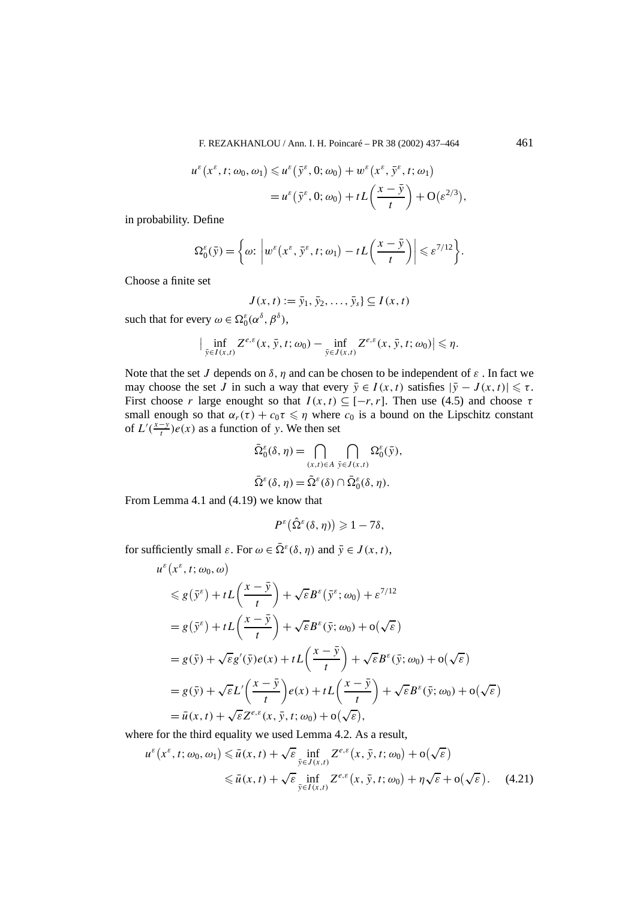$$
\begin{aligned}
u^{\varepsilon}\big(x^{\varepsilon}, t; \omega_0, \omega_1\big) &\leqslant u^{\varepsilon}\big(\bar{y}^{\varepsilon}, 0; \omega_0\big) + w^{\varepsilon}\big(x^{\varepsilon}, \bar{y}^{\varepsilon}, t; \omega_1\big) \\
&= u^{\varepsilon}\big(\bar{y}^{\varepsilon}, 0; \omega_0\big) + tL\left(\frac{x-\bar{y}}{t}\right) + \mathrm{O}\big(\varepsilon^{2/3}\big),
\end{aligned}
$$

in probability. Define

$$
\Omega_0^{\varepsilon}(\bar{y}) = \left\{\omega\colon \left| w^{\varepsilon}\big(x^{\varepsilon}, \bar{y}^{\varepsilon}, t; \omega_1\big) - tL\left(\frac{x-\bar{y}}{t}\right)\right| \leqslant \varepsilon^{7/12}\right\}.
$$

Choose a finite set

$$
J(x,t) := \bar{y}_1, \bar{y}_2, \ldots, \bar{y}_s\} \subseteq I(x,t)
$$

such that for every $\omega \in \Omega_0^{\varepsilon}(\alpha^{\delta}, \beta^{\delta})$,

$$
\big| \inf_{\bar{y}\in I(x,t)} Z^{e,\varepsilon}(x, \bar{y}, t; \omega_0) - \inf_{\bar{y}\in J(x,t)} Z^{e,\varepsilon}(x, \bar{y}, t; \omega_0)\big| \leqslant \eta.
$$

Note that the set $J$ depends on $\delta, \eta$ and can be chosen to be independent of $\varepsilon$ . In fact we may choose the set $J$ in such a way that every $\bar{y} \in I(x,t)$ satisfies $|\bar{y} - J(x,t)| \leqslant \tau$. First choose $r$ large enought so that $I(x,t) \subseteq [-r, r]$. Then use (4.5) and choose $\tau$ small enough so that $\alpha_r(\tau) + c_0\tau \leqslant \eta$ where $c_0$ is a bound on the Lipschitz constant of $L'(\frac{x-y}{t})e(x)$ as a function of $y$. We then set

$$
\bar{\Omega}_0^{\varepsilon}(\delta, \eta) = \bigcap_{(x,t)\in A} \bigcap_{\bar{y}\in J(x,t)} \Omega_0^{\varepsilon}(\bar{y}),
$$

$$
\bar{\Omega}^{\varepsilon}(\delta, \eta) = \tilde{\Omega}^{\varepsilon}(\delta) \cap \bar{\Omega}_0^{\varepsilon}(\delta, \eta).
$$

From Lemma 4.1 and (4.19) we know that

$$
P^{\varepsilon}\big(\hat{\Omega}^{\varepsilon}(\delta, \eta)\big) \geqslant 1 - 7\delta,
$$

for sufficiently small $\varepsilon$. For $\omega \in \bar{\Omega}^{\varepsilon}(\delta, \eta)$ and $\bar{y} \in J(x,t)$,

$$
\begin{aligned}
&u^{\varepsilon}\big(x^{\varepsilon}, t; \omega_0, \omega\big) \\
&\quad\leqslant g\big(\bar{y}^{\varepsilon}\big) + tL\left(\frac{x-\bar{y}}{t}\right) + \sqrt{\varepsilon}B^{\varepsilon}\big(\bar{y}^{\varepsilon}; \omega_0\big) + \varepsilon^{7/12} \\
&\quad= g\big(\bar{y}^{\varepsilon}\big) + tL\left(\frac{x-\bar{y}}{t}\right) + \sqrt{\varepsilon}B^{\varepsilon}(\bar{y}; \omega_0) + \mathrm{o}\big(\sqrt{\varepsilon}\big) \\
&\quad= g(\bar{y}) + \sqrt{\varepsilon}g'(\bar{y})e(x) + tL\left(\frac{x-\bar{y}}{t}\right) + \sqrt{\varepsilon}B^{\varepsilon}(\bar{y}; \omega_0) + \mathrm{o}\big(\sqrt{\varepsilon}\big) \\
&\quad= g(\bar{y}) + \sqrt{\varepsilon}L'\left(\frac{x-\bar{y}}{t}\right)e(x) + tL\left(\frac{x-\bar{y}}{t}\right) + \sqrt{\varepsilon}B^{\varepsilon}(\bar{y}; \omega_0) + \mathrm{o}\big(\sqrt{\varepsilon}\big) \\
&\quad= \bar{u}(x,t) + \sqrt{\varepsilon}Z^{e,\varepsilon}(x, \bar{y}, t; \omega_0) + \mathrm{o}\big(\sqrt{\varepsilon}\big),
\end{aligned}
$$

where for the third equality we used Lemma 4.2. As a result,

$$
\begin{aligned}
u^{\varepsilon}\big(x^{\varepsilon}, t; \omega_0, \omega_1\big) &\leqslant \bar{u}(x,t) + \sqrt{\varepsilon} \inf_{\bar{y}\in J(x,t)} Z^{e,\varepsilon}\big(x, \bar{y}, t; \omega_0\big) + \mathrm{o}\big(\sqrt{\varepsilon}\big) \\
&\leqslant \bar{u}(x,t) + \sqrt{\varepsilon} \inf_{\bar{y}\in I(x,t)} Z^{e,\varepsilon}\big(x, \bar{y}, t; \omega_0\big) + \eta\sqrt{\varepsilon} + \mathrm{o}\big(\sqrt{\varepsilon}\big). \qquad (4.21)
\end{aligned}
$$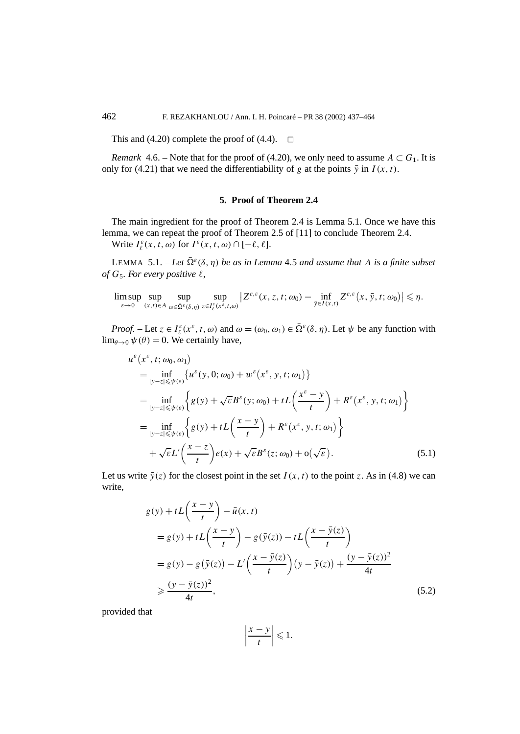This and (4.20) complete the proof of (4.4). $\square$

*Remark* 4.6. – Note that for the proof of (4.20), we only need to assume $A \subset G_1$. It is only for (4.21) that we need the differentiability of $g$ at the points $\bar{y}$ in $I(x,t)$.

## 5. Proof of Theorem 2.4

The main ingredient for the proof of Theorem 2.4 is Lemma 5.1. Once we have this lemma, we can repeat the proof of Theorem 2.5 of [11] to conclude Theorem 2.4.

Write $I_\ell^\varepsilon(x,t,\omega)$ for $I^\varepsilon(x,t,\omega) \cap [-\ell, \ell]$.

LEMMA 5.1. – *Let $\bar{\Omega}^\varepsilon(\delta,\eta)$ be as in Lemma* 4.5 *and assume that $A$ is a finite subset of $G_5$. For every positive $\ell$,*

$$\limsup_{\varepsilon \to 0} \sup_{(x,t)\in A} \sup_{\omega \in \bar{\Omega}^\varepsilon(\delta,\eta)} \sup_{z \in I_\ell^\varepsilon(x^\varepsilon,t,\omega)} \left| Z^{e,\varepsilon}(x,z,t;\omega_0) - \inf_{\bar{y}\in I(x,t)} Z^{e,\varepsilon}(x,\bar{y},t;\omega_0) \right| \leqslant \eta.$$

*Proof.* – Let $z \in I_\ell^\varepsilon(x^\varepsilon,t,\omega)$ and $\omega = (\omega_0,\omega_1) \in \bar{\Omega}^\varepsilon(\delta,\eta)$. Let $\psi$ be any function with $\lim_{\theta\to 0}\psi(\theta) = 0$. We certainly have,

$$\begin{aligned}
&u^\varepsilon(x^\varepsilon,t;\omega_0,\omega_1) \\
&\quad = \inf_{|y-z|\leqslant\psi(\varepsilon)} \left\{ u^\varepsilon(y,0;\omega_0) + w^\varepsilon(x^\varepsilon,y,t;\omega_1) \right\} \\
&\quad = \inf_{|y-z|\leqslant\psi(\varepsilon)} \left\{ g(y) + \sqrt{\varepsilon} B^\varepsilon(y;\omega_0) + tL\left(\frac{x^\varepsilon - y}{t}\right) + R^\varepsilon(x^\varepsilon,y,t;\omega_1) \right\} \\
&\quad = \inf_{|y-z|\leqslant\psi(\varepsilon)} \left\{ g(y) + tL\left(\frac{x-y}{t}\right) + R^\varepsilon(x^\varepsilon,y,t;\omega_1) \right\} \\
&\qquad + \sqrt{\varepsilon} L'\left(\frac{x-z}{t}\right) e(x) + \sqrt{\varepsilon} B^\varepsilon(z;\omega_0) + \mathrm{o}(\sqrt{\varepsilon}).
\end{aligned} \tag{5.1}$$

Let us write $\bar{y}(z)$ for the closest point in the set $I(x,t)$ to the point $z$. As in (4.8) we can write,

$$\begin{aligned}
&g(y) + tL\left(\frac{x-y}{t}\right) - \bar{u}(x,t) \\
&\quad = g(y) + tL\left(\frac{x-y}{t}\right) - g(\bar{y}(z)) - tL\left(\frac{x-\bar{y}(z)}{t}\right) \\
&\quad = g(y) - g(\bar{y}(z)) - L'\left(\frac{x-\bar{y}(z)}{t}\right)(y - \bar{y}(z)) + \frac{(y-\bar{y}(z))^2}{4t} \\
&\quad \geqslant \frac{(y-\bar{y}(z))^2}{4t},
\end{aligned} \tag{5.2}$$

provided that

$$\left| \frac{x-y}{t} \right| \leqslant 1.$$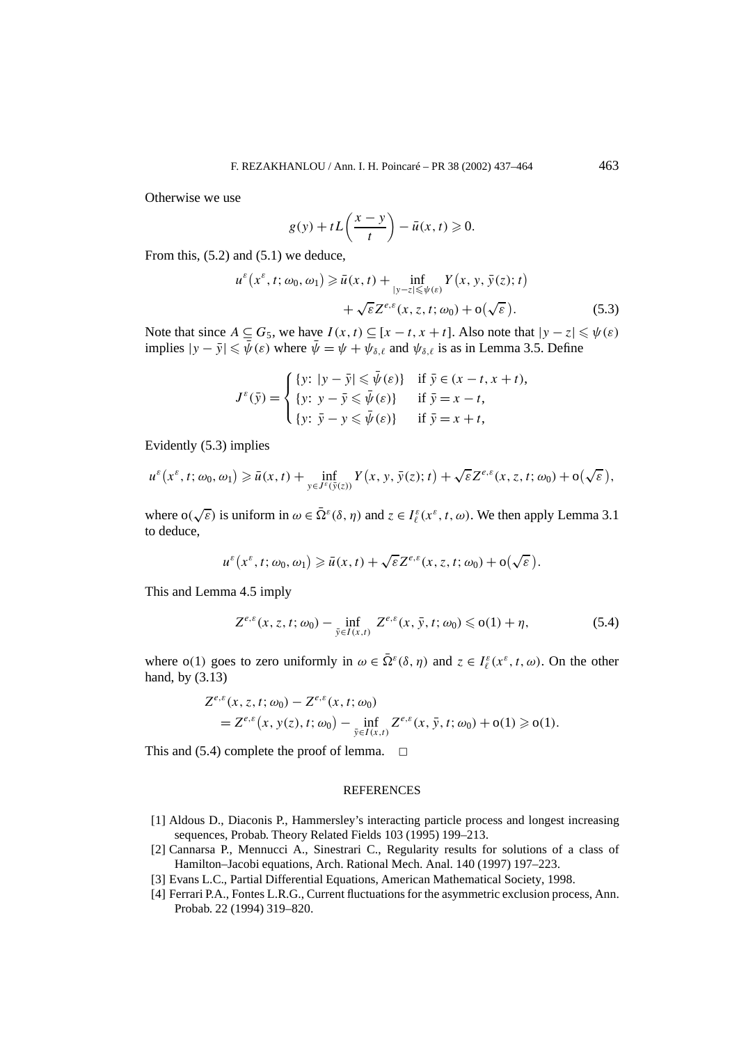Otherwise we use

$$g(y) + tL\left(\frac{x-y}{t}\right) - \bar{u}(x,t) \geqslant 0.$$

From this, (5.2) and (5.1) we deduce,

$$u^{\varepsilon}\big(x^{\varepsilon}, t; \omega_0, \omega_1\big) \geqslant \bar{u}(x,t) + \inf_{|y-z| \leqslant \psi(\varepsilon)} Y\big(x, y, \bar{y}(z); t\big) + \sqrt{\varepsilon} Z^{e,\varepsilon}(x, z, t; \omega_0) + \mathrm{o}\big(\sqrt{\varepsilon}\big). \tag{5.3}$$

Note that since $A \subseteq G_5$, we have $I(x,t) \subseteq [x-t, x+t]$. Also note that $|y-z| \leqslant \psi(\varepsilon)$ implies $|y - \bar{y}| \leqslant \bar{\psi}(\varepsilon)$ where $\bar{\psi} = \psi + \psi_{\delta,\ell}$ and $\psi_{\delta,\ell}$ is as in Lemma 3.5. Define

$$J^{\varepsilon}(\bar{y}) = \begin{cases} \{y\colon\ |y - \bar{y}| \leqslant \bar{\psi}(\varepsilon)\} & \text{if } \bar{y} \in (x-t, x+t), \\ \{y\colon\ y - \bar{y} \leqslant \bar{\psi}(\varepsilon)\} & \text{if } \bar{y} = x - t, \\ \{y\colon\ \bar{y} - y \leqslant \bar{\psi}(\varepsilon)\} & \text{if } \bar{y} = x + t, \end{cases}$$

Evidently (5.3) implies

$$u^{\varepsilon}\big(x^{\varepsilon}, t; \omega_0, \omega_1\big) \geqslant \bar{u}(x,t) + \inf_{y \in J^{\varepsilon}(\bar{y}(z))} Y\big(x, y, \bar{y}(z); t\big) + \sqrt{\varepsilon} Z^{e,\varepsilon}(x, z, t; \omega_0) + \mathrm{o}\big(\sqrt{\varepsilon}\big),$$

where $\mathrm{o}(\sqrt{\varepsilon})$ is uniform in $\omega \in \bar{\Omega}^{\varepsilon}(\delta, \eta)$ and $z \in I_{\ell}^{\varepsilon}(x^{\varepsilon}, t, \omega)$. We then apply Lemma 3.1 to deduce,

$$u^{\varepsilon}\big(x^{\varepsilon}, t; \omega_0, \omega_1\big) \geqslant \bar{u}(x,t) + \sqrt{\varepsilon} Z^{e,\varepsilon}(x, z, t; \omega_0) + \mathrm{o}\big(\sqrt{\varepsilon}\big).$$

This and Lemma 4.5 imply

$$Z^{e,\varepsilon}(x, z, t; \omega_0) - \inf_{\bar{y} \in I(x,t)} Z^{e,\varepsilon}(x, \bar{y}, t; \omega_0) \leqslant \mathrm{o}(1) + \eta, \tag{5.4}$$

where $\mathrm{o}(1)$ goes to zero uniformly in $\omega \in \bar{\Omega}^{\varepsilon}(\delta, \eta)$ and $z \in I_{\ell}^{\varepsilon}(x^{\varepsilon}, t, \omega)$. On the other hand, by (3.13)

$$\begin{aligned} &Z^{e,\varepsilon}(x, z, t; \omega_0) - Z^{e,\varepsilon}(x, t; \omega_0) \\ &\quad = Z^{e,\varepsilon}\big(x, y(z), t; \omega_0\big) - \inf_{\bar{y} \in I(x,t)} Z^{e,\varepsilon}(x, \bar{y}, t; \omega_0) + \mathrm{o}(1) \geqslant \mathrm{o}(1). \end{aligned}$$

This and (5.4) complete the proof of lemma. $\square$

## REFERENCES

[1] Aldous D., Diaconis P., Hammersley's interacting particle process and longest increasing sequences, Probab. Theory Related Fields 103 (1995) 199–213.

[2] Cannarsa P., Mennucci A., Sinestrari C., Regularity results for solutions of a class of Hamilton–Jacobi equations, Arch. Rational Mech. Anal. 140 (1997) 197–223.

[3] Evans L.C., Partial Differential Equations, American Mathematical Society, 1998.

[4] Ferrari P.A., Fontes L.R.G., Current fluctuations for the asymmetric exclusion process, Ann. Probab. 22 (1994) 319–820.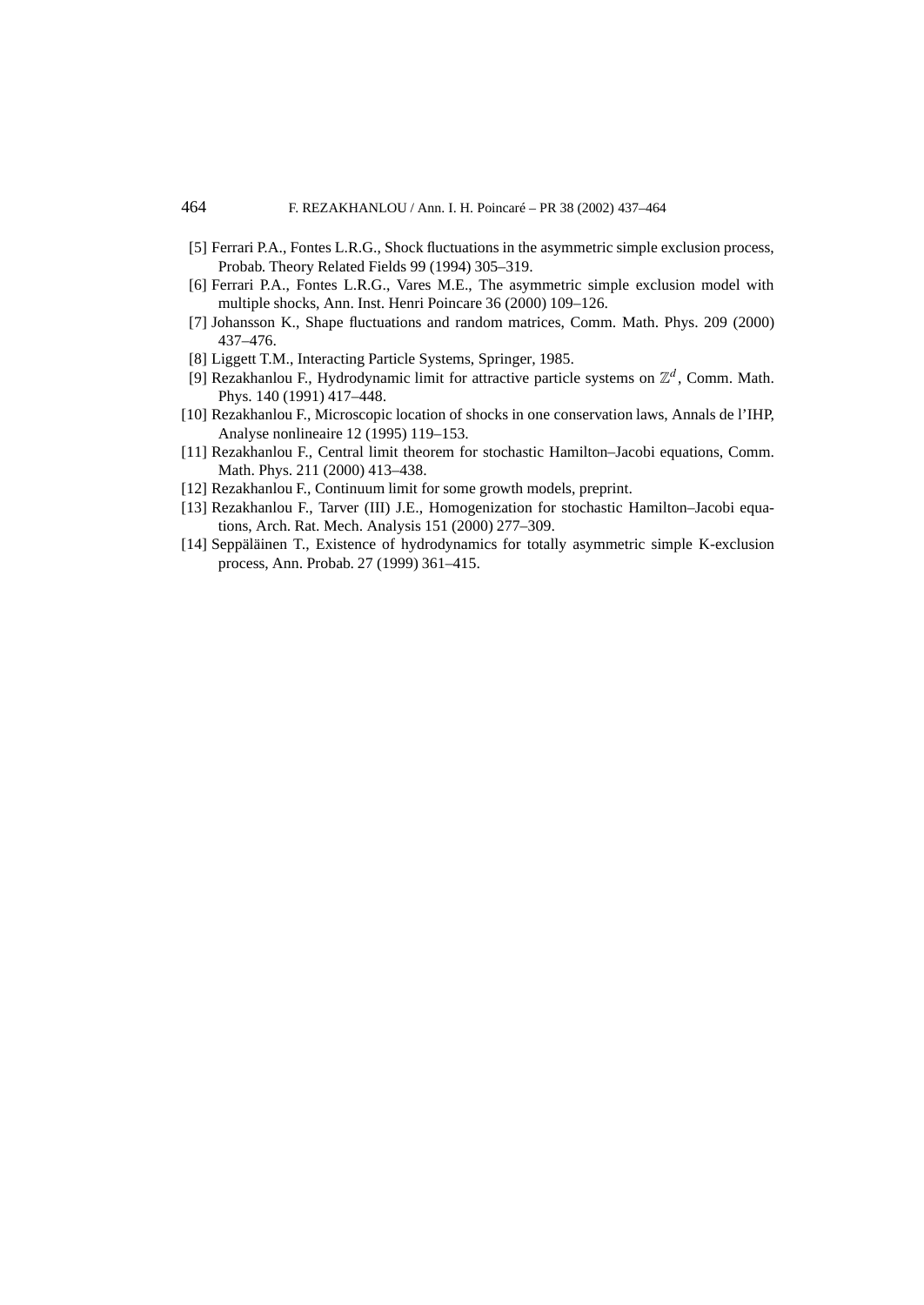[5] Ferrari P.A., Fontes L.R.G., Shock fluctuations in the asymmetric simple exclusion process, Probab. Theory Related Fields 99 (1994) 305–319.

[6] Ferrari P.A., Fontes L.R.G., Vares M.E., The asymmetric simple exclusion model with multiple shocks, Ann. Inst. Henri Poincare 36 (2000) 109–126.

[7] Johansson K., Shape fluctuations and random matrices, Comm. Math. Phys. 209 (2000) 437–476.

[8] Liggett T.M., Interacting Particle Systems, Springer, 1985.

[9] Rezakhanlou F., Hydrodynamic limit for attractive particle systems on $\mathbb{Z}^d$, Comm. Math. Phys. 140 (1991) 417–448.

[10] Rezakhanlou F., Microscopic location of shocks in one conservation laws, Annals de l'IHP, Analyse nonlineaire 12 (1995) 119–153.

[11] Rezakhanlou F., Central limit theorem for stochastic Hamilton–Jacobi equations, Comm. Math. Phys. 211 (2000) 413–438.

[12] Rezakhanlou F., Continuum limit for some growth models, preprint.

[13] Rezakhanlou F., Tarver (III) J.E., Homogenization for stochastic Hamilton–Jacobi equations, Arch. Rat. Mech. Analysis 151 (2000) 277–309.

[14] Seppäläinen T., Existence of hydrodynamics for totally asymmetric simple K-exclusion process, Ann. Probab. 27 (1999) 361–415.